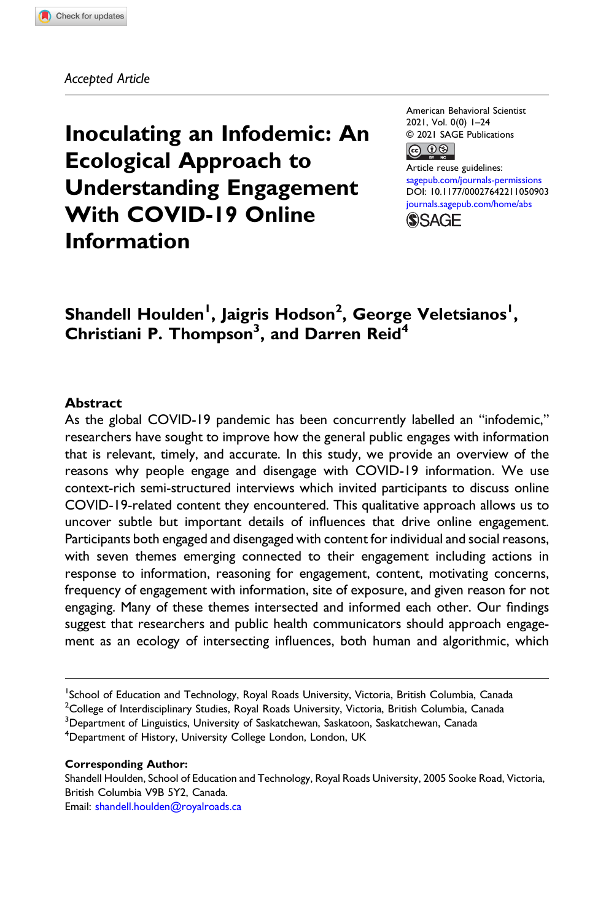*Accepted Article*

# Inoculating an Infodemic: An Ecological Approach to Understanding Engagement With COVID-19 Online Information

American Behavioral Scientist
2021, Vol. 0(0) 1–24
© 2021 SAGE Publications
Article reuse guidelines:
sagepub.com/journals-permissions
DOI: 10.1177/00027642211050903
journals.sagepub.com/home/abs

**Shandell Houlden[1], Jaigris Hodson[2], George Veletsianos[1], Christiani P. Thompson[3], and Darren Reid[4]**

## Abstract

As the global COVID-19 pandemic has been concurrently labelled an "infodemic," researchers have sought to improve how the general public engages with information that is relevant, timely, and accurate. In this study, we provide an overview of the reasons why people engage and disengage with COVID-19 information. We use context-rich semi-structured interviews which invited participants to discuss online COVID-19-related content they encountered. This qualitative approach allows us to uncover subtle but important details of influences that drive online engagement. Participants both engaged and disengaged with content for individual and social reasons, with seven themes emerging connected to their engagement including actions in response to information, reasoning for engagement, content, motivating concerns, frequency of engagement with information, site of exposure, and given reason for not engaging. Many of these themes intersected and informed each other. Our findings suggest that researchers and public health communicators should approach engagement as an ecology of intersecting influences, both human and algorithmic, which

[1]School of Education and Technology, Royal Roads University, Victoria, British Columbia, Canada
[2]College of Interdisciplinary Studies, Royal Roads University, Victoria, British Columbia, Canada
[3]Department of Linguistics, University of Saskatchewan, Saskatoon, Saskatchewan, Canada
[4]Department of History, University College London, London, UK

**Corresponding Author:**
Shandell Houlden, School of Education and Technology, Royal Roads University, 2005 Sooke Road, Victoria, British Columbia V9B 5Y2, Canada.
Email: shandell.houlden@royalroads.ca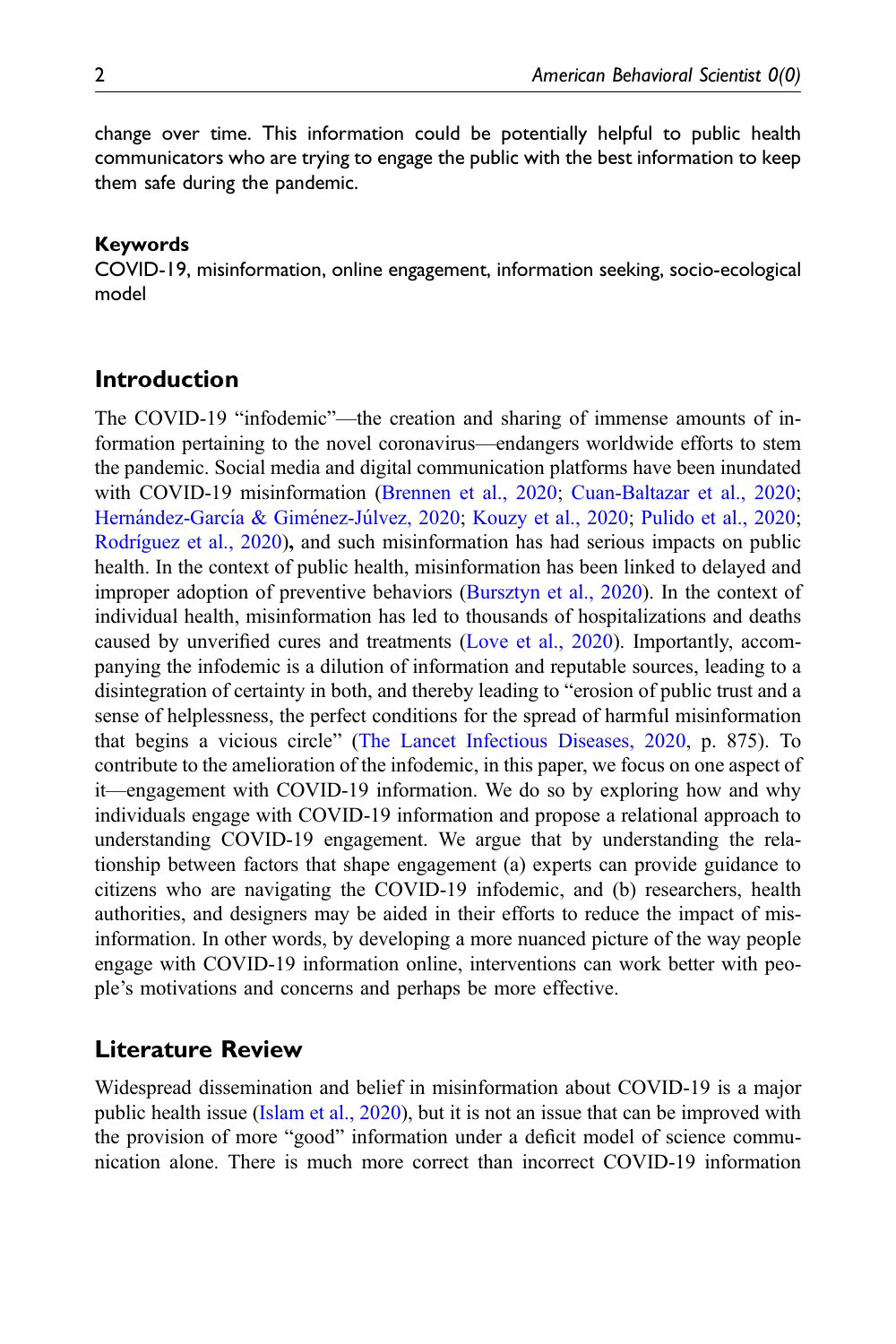change over time. This information could be potentially helpful to public health communicators who are trying to engage the public with the best information to keep them safe during the pandemic.

**Keywords**

COVID-19, misinformation, online engagement, information seeking, socio-ecological model

## Introduction

The COVID-19 "infodemic"—the creation and sharing of immense amounts of information pertaining to the novel coronavirus—endangers worldwide efforts to stem the pandemic. Social media and digital communication platforms have been inundated with COVID-19 misinformation (Brennen et al., 2020; Cuan-Baltazar et al., 2020; Hernández-García & Giménez-Júlvez, 2020; Kouzy et al., 2020; Pulido et al., 2020; Rodríguez et al., 2020)**,** and such misinformation has had serious impacts on public health. In the context of public health, misinformation has been linked to delayed and improper adoption of preventive behaviors (Bursztyn et al., 2020). In the context of individual health, misinformation has led to thousands of hospitalizations and deaths caused by unverified cures and treatments (Love et al., 2020). Importantly, accompanying the infodemic is a dilution of information and reputable sources, leading to a disintegration of certainty in both, and thereby leading to "erosion of public trust and a sense of helplessness, the perfect conditions for the spread of harmful misinformation that begins a vicious circle" (The Lancet Infectious Diseases, 2020, p. 875). To contribute to the amelioration of the infodemic, in this paper, we focus on one aspect of it—engagement with COVID-19 information. We do so by exploring how and why individuals engage with COVID-19 information and propose a relational approach to understanding COVID-19 engagement. We argue that by understanding the relationship between factors that shape engagement (a) experts can provide guidance to citizens who are navigating the COVID-19 infodemic, and (b) researchers, health authorities, and designers may be aided in their efforts to reduce the impact of misinformation. In other words, by developing a more nuanced picture of the way people engage with COVID-19 information online, interventions can work better with people's motivations and concerns and perhaps be more effective.

## Literature Review

Widespread dissemination and belief in misinformation about COVID-19 is a major public health issue (Islam et al., 2020), but it is not an issue that can be improved with the provision of more "good" information under a deficit model of science communication alone. There is much more correct than incorrect COVID-19 information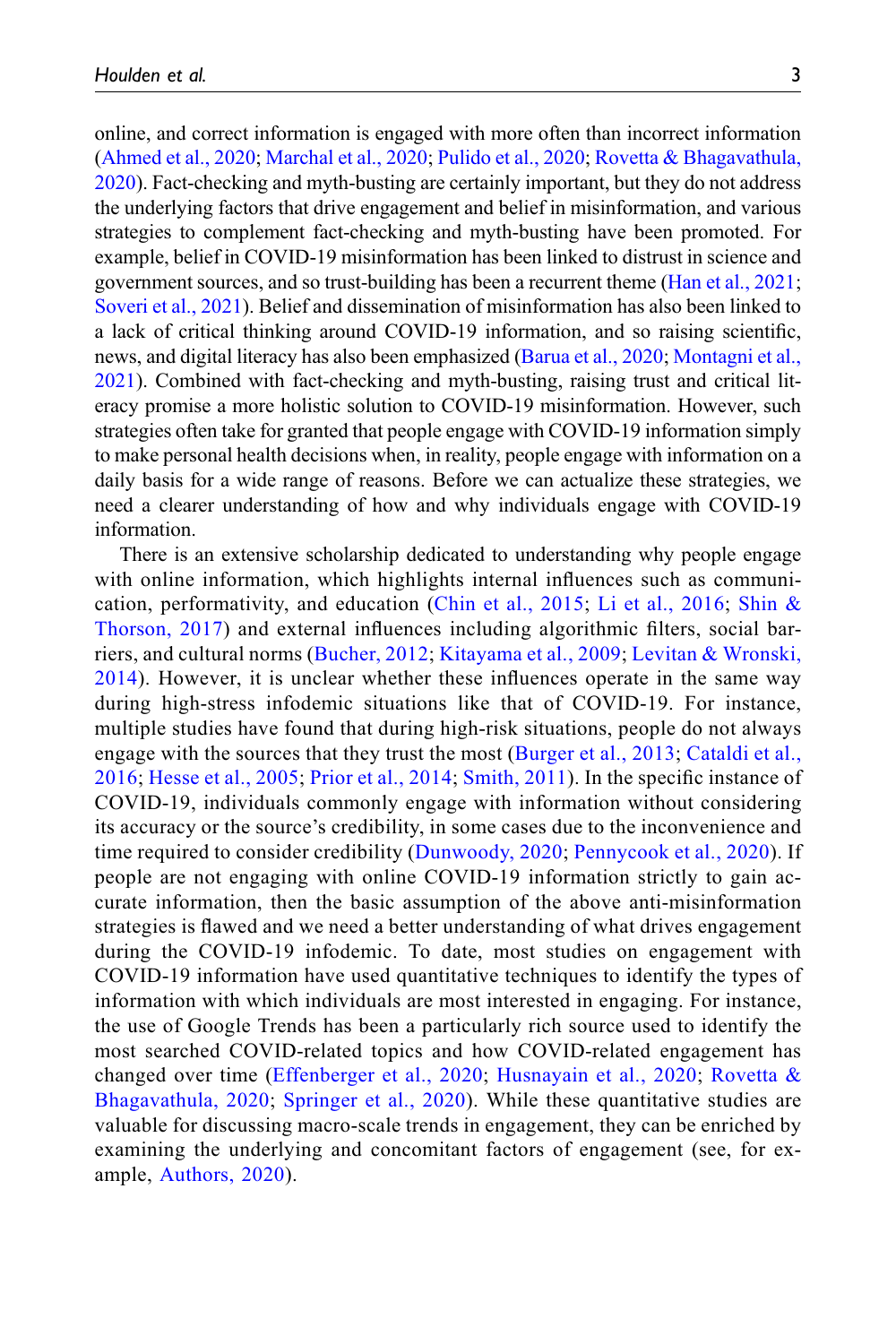online, and correct information is engaged with more often than incorrect information (Ahmed et al., 2020; Marchal et al., 2020; Pulido et al., 2020; Rovetta & Bhagavathula, 2020). Fact-checking and myth-busting are certainly important, but they do not address the underlying factors that drive engagement and belief in misinformation, and various strategies to complement fact-checking and myth-busting have been promoted. For example, belief in COVID-19 misinformation has been linked to distrust in science and government sources, and so trust-building has been a recurrent theme (Han et al., 2021; Soveri et al., 2021). Belief and dissemination of misinformation has also been linked to a lack of critical thinking around COVID-19 information, and so raising scientific, news, and digital literacy has also been emphasized (Barua et al., 2020; Montagni et al., 2021). Combined with fact-checking and myth-busting, raising trust and critical literacy promise a more holistic solution to COVID-19 misinformation. However, such strategies often take for granted that people engage with COVID-19 information simply to make personal health decisions when, in reality, people engage with information on a daily basis for a wide range of reasons. Before we can actualize these strategies, we need a clearer understanding of how and why individuals engage with COVID-19 information.

There is an extensive scholarship dedicated to understanding why people engage with online information, which highlights internal influences such as communication, performativity, and education (Chin et al., 2015; Li et al., 2016; Shin & Thorson, 2017) and external influences including algorithmic filters, social barriers, and cultural norms (Bucher, 2012; Kitayama et al., 2009; Levitan & Wronski, 2014). However, it is unclear whether these influences operate in the same way during high-stress infodemic situations like that of COVID-19. For instance, multiple studies have found that during high-risk situations, people do not always engage with the sources that they trust the most (Burger et al., 2013; Cataldi et al., 2016; Hesse et al., 2005; Prior et al., 2014; Smith, 2011). In the specific instance of COVID-19, individuals commonly engage with information without considering its accuracy or the source's credibility, in some cases due to the inconvenience and time required to consider credibility (Dunwoody, 2020; Pennycook et al., 2020). If people are not engaging with online COVID-19 information strictly to gain accurate information, then the basic assumption of the above anti-misinformation strategies is flawed and we need a better understanding of what drives engagement during the COVID-19 infodemic. To date, most studies on engagement with COVID-19 information have used quantitative techniques to identify the types of information with which individuals are most interested in engaging. For instance, the use of Google Trends has been a particularly rich source used to identify the most searched COVID-related topics and how COVID-related engagement has changed over time (Effenberger et al., 2020; Husnayain et al., 2020; Rovetta & Bhagavathula, 2020; Springer et al., 2020). While these quantitative studies are valuable for discussing macro-scale trends in engagement, they can be enriched by examining the underlying and concomitant factors of engagement (see, for example, Authors, 2020).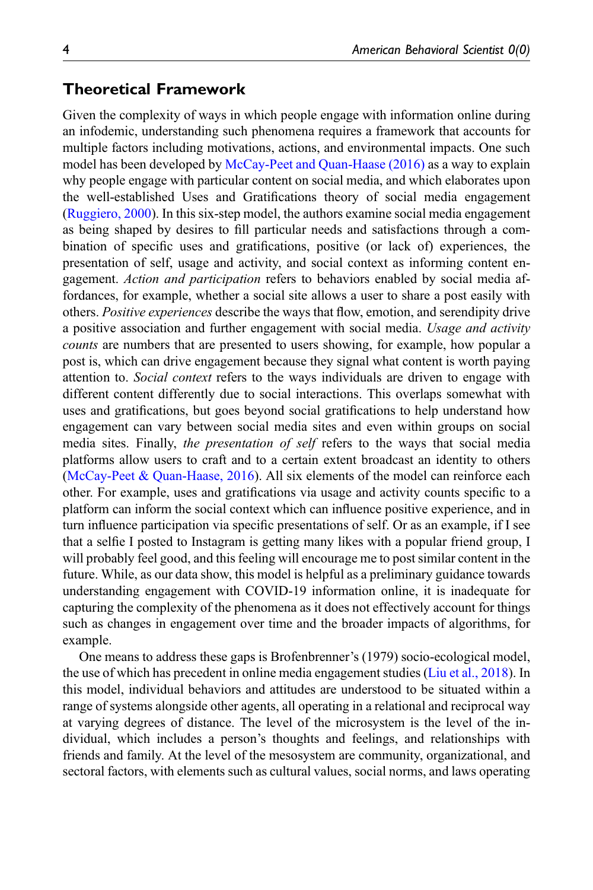## Theoretical Framework

Given the complexity of ways in which people engage with information online during an infodemic, understanding such phenomena requires a framework that accounts for multiple factors including motivations, actions, and environmental impacts. One such model has been developed by McCay-Peet and Quan-Haase (2016) as a way to explain why people engage with particular content on social media, and which elaborates upon the well-established Uses and Gratifications theory of social media engagement (Ruggiero, 2000). In this six-step model, the authors examine social media engagement as being shaped by desires to fill particular needs and satisfactions through a combination of specific uses and gratifications, positive (or lack of) experiences, the presentation of self, usage and activity, and social context as informing content engagement. *Action and participation* refers to behaviors enabled by social media affordances, for example, whether a social site allows a user to share a post easily with others. *Positive experiences* describe the ways that flow, emotion, and serendipity drive a positive association and further engagement with social media. *Usage and activity counts* are numbers that are presented to users showing, for example, how popular a post is, which can drive engagement because they signal what content is worth paying attention to. *Social context* refers to the ways individuals are driven to engage with different content differently due to social interactions. This overlaps somewhat with uses and gratifications, but goes beyond social gratifications to help understand how engagement can vary between social media sites and even within groups on social media sites. Finally, *the presentation of self* refers to the ways that social media platforms allow users to craft and to a certain extent broadcast an identity to others (McCay-Peet & Quan-Haase, 2016). All six elements of the model can reinforce each other. For example, uses and gratifications via usage and activity counts specific to a platform can inform the social context which can influence positive experience, and in turn influence participation via specific presentations of self. Or as an example, if I see that a selfie I posted to Instagram is getting many likes with a popular friend group, I will probably feel good, and this feeling will encourage me to post similar content in the future. While, as our data show, this model is helpful as a preliminary guidance towards understanding engagement with COVID-19 information online, it is inadequate for capturing the complexity of the phenomena as it does not effectively account for things such as changes in engagement over time and the broader impacts of algorithms, for example.

One means to address these gaps is Brofenbrenner's (1979) socio-ecological model, the use of which has precedent in online media engagement studies (Liu et al., 2018). In this model, individual behaviors and attitudes are understood to be situated within a range of systems alongside other agents, all operating in a relational and reciprocal way at varying degrees of distance. The level of the microsystem is the level of the individual, which includes a person's thoughts and feelings, and relationships with friends and family. At the level of the mesosystem are community, organizational, and sectoral factors, with elements such as cultural values, social norms, and laws operating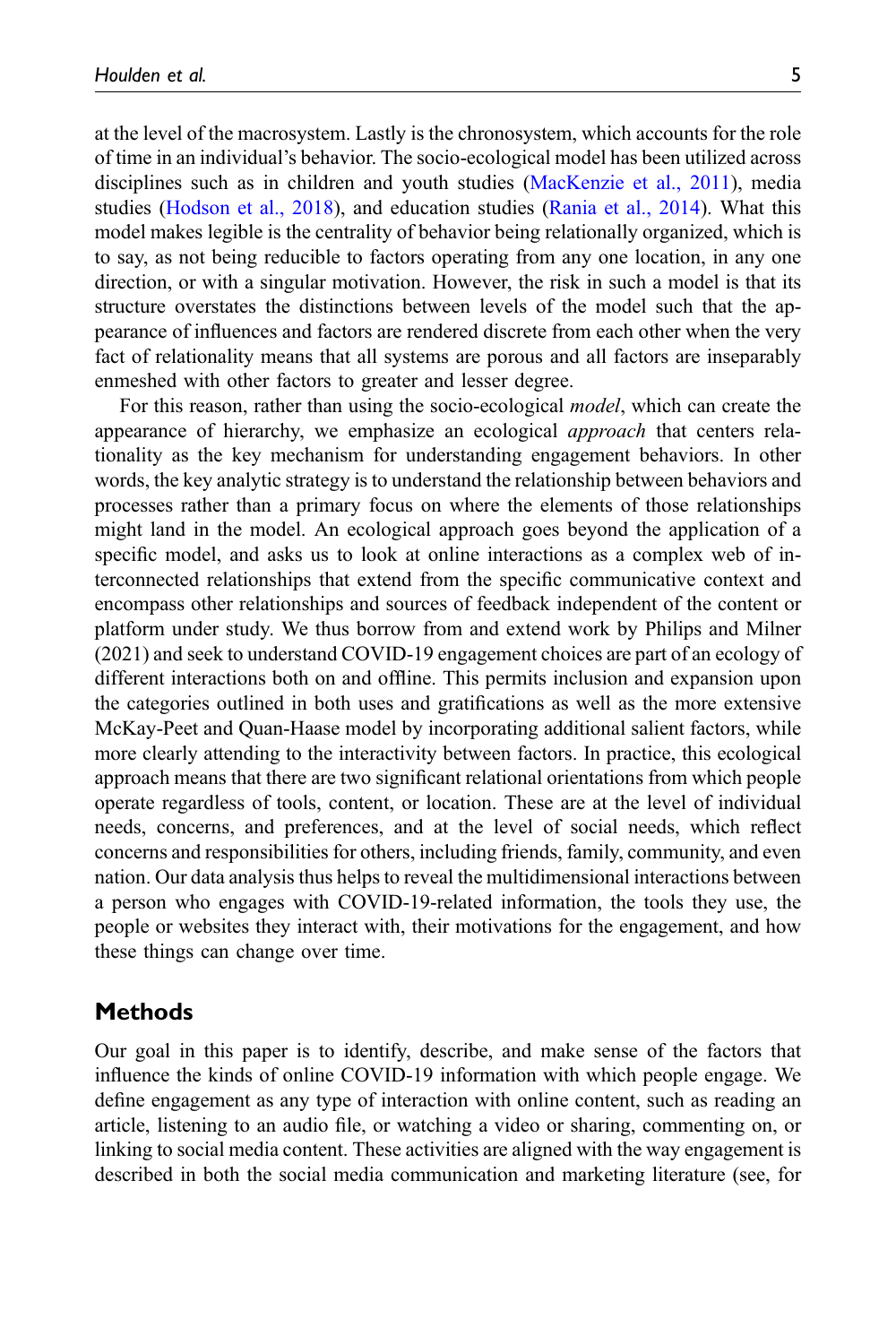at the level of the macrosystem. Lastly is the chronosystem, which accounts for the role of time in an individual's behavior. The socio-ecological model has been utilized across disciplines such as in children and youth studies (MacKenzie et al., 2011), media studies (Hodson et al., 2018), and education studies (Rania et al., 2014). What this model makes legible is the centrality of behavior being relationally organized, which is to say, as not being reducible to factors operating from any one location, in any one direction, or with a singular motivation. However, the risk in such a model is that its structure overstates the distinctions between levels of the model such that the appearance of influences and factors are rendered discrete from each other when the very fact of relationality means that all systems are porous and all factors are inseparably enmeshed with other factors to greater and lesser degree.

For this reason, rather than using the socio-ecological *model*, which can create the appearance of hierarchy, we emphasize an ecological *approach* that centers relationality as the key mechanism for understanding engagement behaviors. In other words, the key analytic strategy is to understand the relationship between behaviors and processes rather than a primary focus on where the elements of those relationships might land in the model. An ecological approach goes beyond the application of a specific model, and asks us to look at online interactions as a complex web of interconnected relationships that extend from the specific communicative context and encompass other relationships and sources of feedback independent of the content or platform under study. We thus borrow from and extend work by Philips and Milner (2021) and seek to understand COVID-19 engagement choices are part of an ecology of different interactions both on and offline. This permits inclusion and expansion upon the categories outlined in both uses and gratifications as well as the more extensive McKay-Peet and Quan-Haase model by incorporating additional salient factors, while more clearly attending to the interactivity between factors. In practice, this ecological approach means that there are two significant relational orientations from which people operate regardless of tools, content, or location. These are at the level of individual needs, concerns, and preferences, and at the level of social needs, which reflect concerns and responsibilities for others, including friends, family, community, and even nation. Our data analysis thus helps to reveal the multidimensional interactions between a person who engages with COVID-19-related information, the tools they use, the people or websites they interact with, their motivations for the engagement, and how these things can change over time.

## Methods

Our goal in this paper is to identify, describe, and make sense of the factors that influence the kinds of online COVID-19 information with which people engage. We define engagement as any type of interaction with online content, such as reading an article, listening to an audio file, or watching a video or sharing, commenting on, or linking to social media content. These activities are aligned with the way engagement is described in both the social media communication and marketing literature (see, for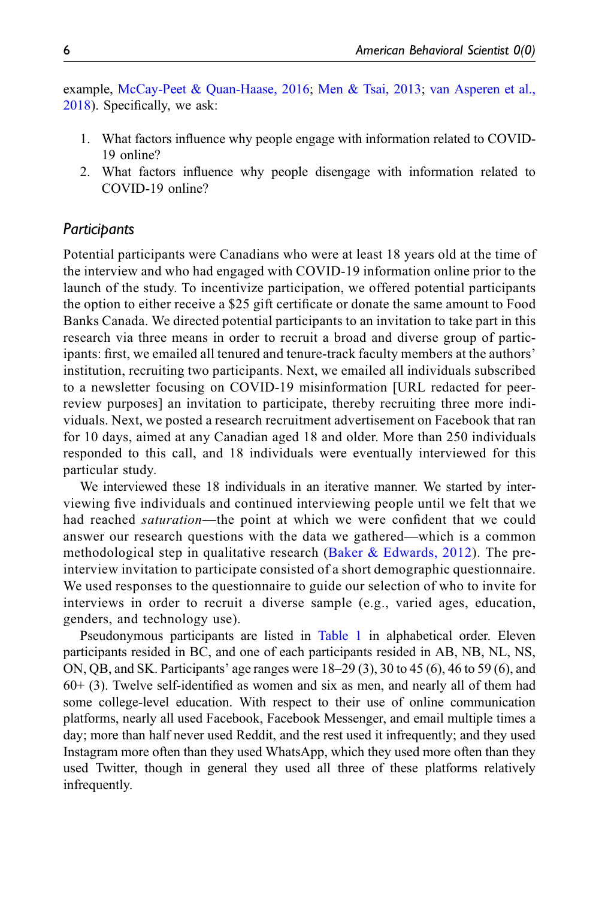example, McCay-Peet & Quan-Haase, 2016; Men & Tsai, 2013; van Asperen et al., 2018). Specifically, we ask:

1. What factors influence why people engage with information related to COVID-19 online?
2. What factors influence why people disengage with information related to COVID-19 online?

## Participants

Potential participants were Canadians who were at least 18 years old at the time of the interview and who had engaged with COVID-19 information online prior to the launch of the study. To incentivize participation, we offered potential participants the option to either receive a $25 gift certificate or donate the same amount to Food Banks Canada. We directed potential participants to an invitation to take part in this research via three means in order to recruit a broad and diverse group of participants: first, we emailed all tenured and tenure-track faculty members at the authors' institution, recruiting two participants. Next, we emailed all individuals subscribed to a newsletter focusing on COVID-19 misinformation [URL redacted for peer-review purposes] an invitation to participate, thereby recruiting three more individuals. Next, we posted a research recruitment advertisement on Facebook that ran for 10 days, aimed at any Canadian aged 18 and older. More than 250 individuals responded to this call, and 18 individuals were eventually interviewed for this particular study.

We interviewed these 18 individuals in an iterative manner. We started by interviewing five individuals and continued interviewing people until we felt that we had reached *saturation*—the point at which we were confident that we could answer our research questions with the data we gathered—which is a common methodological step in qualitative research (Baker & Edwards, 2012). The pre-interview invitation to participate consisted of a short demographic questionnaire. We used responses to the questionnaire to guide our selection of who to invite for interviews in order to recruit a diverse sample (e.g., varied ages, education, genders, and technology use).

Pseudonymous participants are listed in Table 1 in alphabetical order. Eleven participants resided in BC, and one of each participants resided in AB, NB, NL, NS, ON, QB, and SK. Participants' age ranges were 18–29 (3), 30 to 45 (6), 46 to 59 (6), and 60+ (3). Twelve self-identified as women and six as men, and nearly all of them had some college-level education. With respect to their use of online communication platforms, nearly all used Facebook, Facebook Messenger, and email multiple times a day; more than half never used Reddit, and the rest used it infrequently; and they used Instagram more often than they used WhatsApp, which they used more often than they used Twitter, though in general they used all three of these platforms relatively infrequently.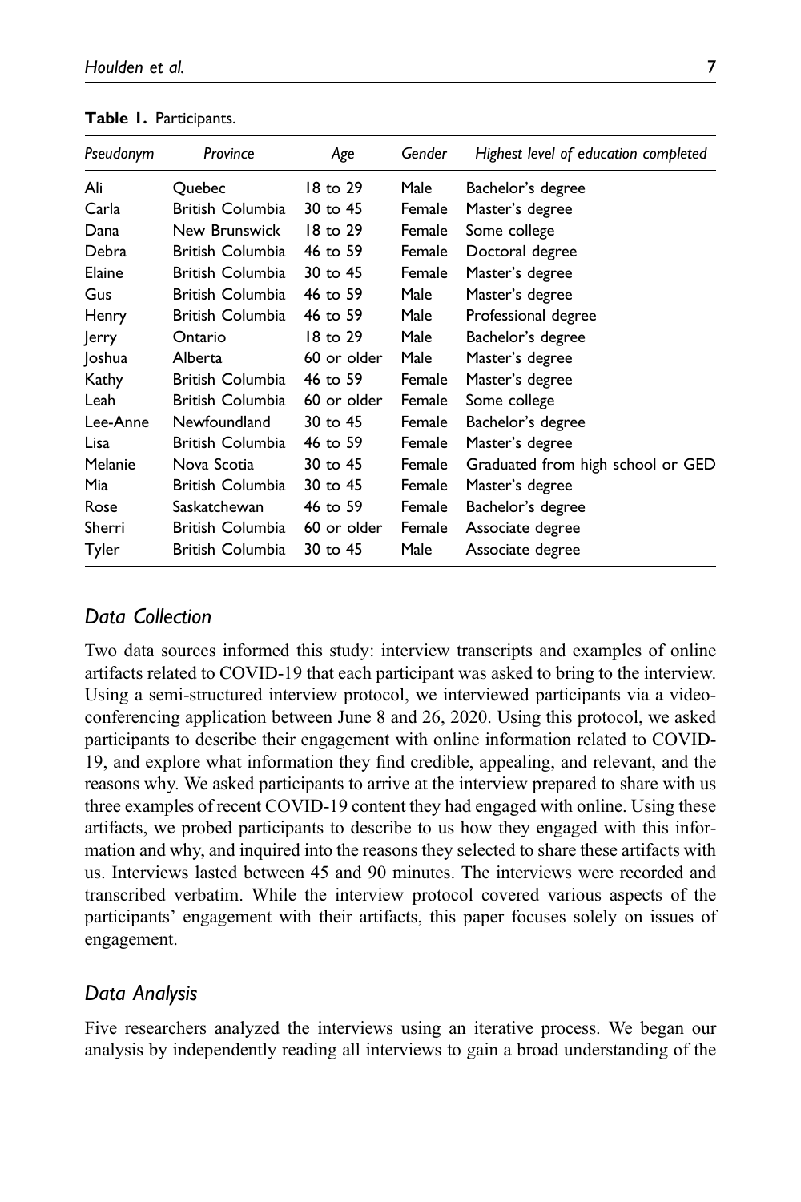**Table 1.** Participants.

| *Pseudonym* | *Province* | *Age* | *Gender* | *Highest level of education completed* |
|---|---|---|---|---|
| Ali | Quebec | 18 to 29 | Male | Bachelor's degree |
| Carla | British Columbia | 30 to 45 | Female | Master's degree |
| Dana | New Brunswick | 18 to 29 | Female | Some college |
| Debra | British Columbia | 46 to 59 | Female | Doctoral degree |
| Elaine | British Columbia | 30 to 45 | Female | Master's degree |
| Gus | British Columbia | 46 to 59 | Male | Master's degree |
| Henry | British Columbia | 46 to 59 | Male | Professional degree |
| Jerry | Ontario | 18 to 29 | Male | Bachelor's degree |
| Joshua | Alberta | 60 or older | Male | Master's degree |
| Kathy | British Columbia | 46 to 59 | Female | Master's degree |
| Leah | British Columbia | 60 or older | Female | Some college |
| Lee-Anne | Newfoundland | 30 to 45 | Female | Bachelor's degree |
| Lisa | British Columbia | 46 to 59 | Female | Master's degree |
| Melanie | Nova Scotia | 30 to 45 | Female | Graduated from high school or GED |
| Mia | British Columbia | 30 to 45 | Female | Master's degree |
| Rose | Saskatchewan | 46 to 59 | Female | Bachelor's degree |
| Sherri | British Columbia | 60 or older | Female | Associate degree |
| Tyler | British Columbia | 30 to 45 | Male | Associate degree |

## *Data Collection*

Two data sources informed this study: interview transcripts and examples of online artifacts related to COVID-19 that each participant was asked to bring to the interview. Using a semi-structured interview protocol, we interviewed participants via a video-conferencing application between June 8 and 26, 2020. Using this protocol, we asked participants to describe their engagement with online information related to COVID-19, and explore what information they find credible, appealing, and relevant, and the reasons why. We asked participants to arrive at the interview prepared to share with us three examples of recent COVID-19 content they had engaged with online. Using these artifacts, we probed participants to describe to us how they engaged with this information and why, and inquired into the reasons they selected to share these artifacts with us. Interviews lasted between 45 and 90 minutes. The interviews were recorded and transcribed verbatim. While the interview protocol covered various aspects of the participants' engagement with their artifacts, this paper focuses solely on issues of engagement.

## *Data Analysis*

Five researchers analyzed the interviews using an iterative process. We began our analysis by independently reading all interviews to gain a broad understanding of the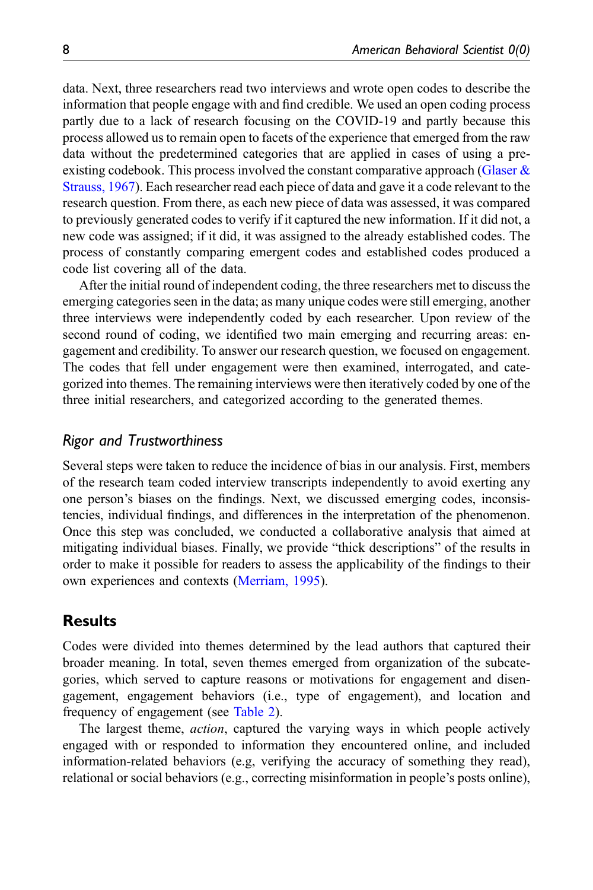data. Next, three researchers read two interviews and wrote open codes to describe the information that people engage with and find credible. We used an open coding process partly due to a lack of research focusing on the COVID-19 and partly because this process allowed us to remain open to facets of the experience that emerged from the raw data without the predetermined categories that are applied in cases of using a pre-existing codebook. This process involved the constant comparative approach (Glaser & Strauss, 1967). Each researcher read each piece of data and gave it a code relevant to the research question. From there, as each new piece of data was assessed, it was compared to previously generated codes to verify if it captured the new information. If it did not, a new code was assigned; if it did, it was assigned to the already established codes. The process of constantly comparing emergent codes and established codes produced a code list covering all of the data.

After the initial round of independent coding, the three researchers met to discuss the emerging categories seen in the data; as many unique codes were still emerging, another three interviews were independently coded by each researcher. Upon review of the second round of coding, we identified two main emerging and recurring areas: engagement and credibility. To answer our research question, we focused on engagement. The codes that fell under engagement were then examined, interrogated, and categorized into themes. The remaining interviews were then iteratively coded by one of the three initial researchers, and categorized according to the generated themes.

### *Rigor and Trustworthiness*

Several steps were taken to reduce the incidence of bias in our analysis. First, members of the research team coded interview transcripts independently to avoid exerting any one person's biases on the findings. Next, we discussed emerging codes, inconsistencies, individual findings, and differences in the interpretation of the phenomenon. Once this step was concluded, we conducted a collaborative analysis that aimed at mitigating individual biases. Finally, we provide "thick descriptions" of the results in order to make it possible for readers to assess the applicability of the findings to their own experiences and contexts (Merriam, 1995).

## Results

Codes were divided into themes determined by the lead authors that captured their broader meaning. In total, seven themes emerged from organization of the subcategories, which served to capture reasons or motivations for engagement and disengagement, engagement behaviors (i.e., type of engagement), and location and frequency of engagement (see Table 2).

The largest theme, *action*, captured the varying ways in which people actively engaged with or responded to information they encountered online, and included information-related behaviors (e.g, verifying the accuracy of something they read), relational or social behaviors (e.g., correcting misinformation in people's posts online),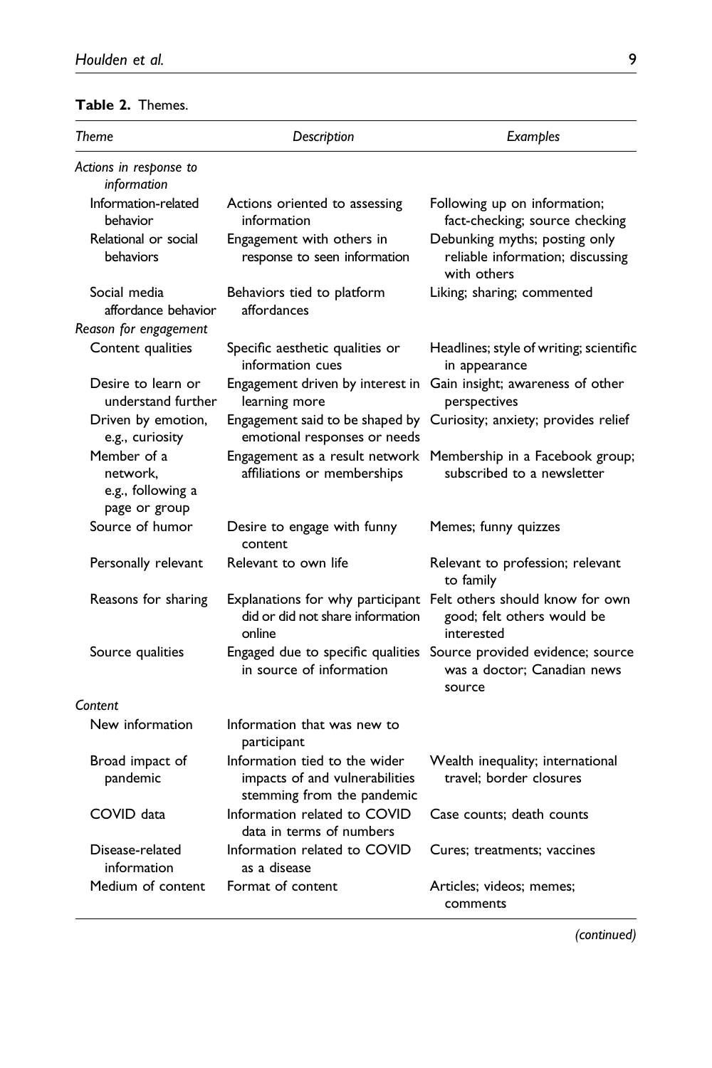**Table 2.** Themes.

| *Theme* | *Description* | *Examples* |
| --- | --- | --- |
| *Actions in response to information* | | |
| Information-related behavior | Actions oriented to assessing information | Following up on information; fact-checking; source checking |
| Relational or social behaviors | Engagement with others in response to seen information | Debunking myths; posting only reliable information; discussing with others |
| Social media affordance behavior | Behaviors tied to platform affordances | Liking; sharing; commented |
| *Reason for engagement* | | |
| Content qualities | Specific aesthetic qualities or information cues | Headlines; style of writing; scientific in appearance |
| Desire to learn or understand further | Engagement driven by interest in learning more | Gain insight; awareness of other perspectives |
| Driven by emotion, e.g., curiosity | Engagement said to be shaped by emotional responses or needs | Curiosity; anxiety; provides relief |
| Member of a network, e.g., following a page or group | Engagement as a result network affiliations or memberships | Membership in a Facebook group; subscribed to a newsletter |
| Source of humor | Desire to engage with funny content | Memes; funny quizzes |
| Personally relevant | Relevant to own life | Relevant to profession; relevant to family |
| Reasons for sharing | Explanations for why participant did or did not share information online | Felt others should know for own good; felt others would be interested |
| Source qualities | Engaged due to specific qualities in source of information | Source provided evidence; source was a doctor; Canadian news source |
| *Content* | | |
| New information | Information that was new to participant | |
| Broad impact of pandemic | Information tied to the wider impacts of and vulnerabilities stemming from the pandemic | Wealth inequality; international travel; border closures |
| COVID data | Information related to COVID data in terms of numbers | Case counts; death counts |
| Disease-related information | Information related to COVID as a disease | Cures; treatments; vaccines |
| Medium of content | Format of content | Articles; videos; memes; comments |

*(continued)*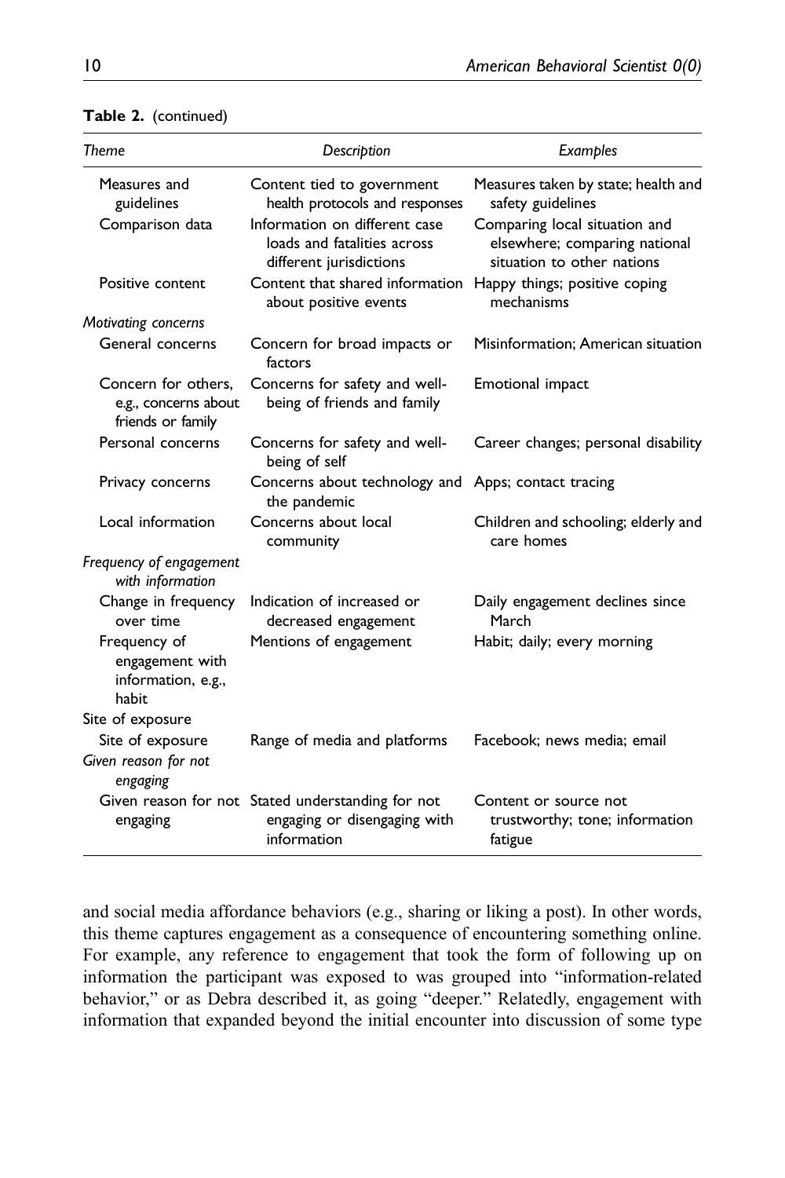**Table 2.** (continued)

| *Theme* | *Description* | *Examples* |
|---|---|---|
| Measures and guidelines | Content tied to government health protocols and responses | Measures taken by state; health and safety guidelines |
| Comparison data | Information on different case loads and fatalities across different jurisdictions | Comparing local situation and elsewhere; comparing national situation to other nations |
| Positive content | Content that shared information about positive events | Happy things; positive coping mechanisms |
| *Motivating concerns* | | |
| General concerns | Concern for broad impacts or factors | Misinformation; American situation |
| Concern for others, e.g., concerns about friends or family | Concerns for safety and well-being of friends and family | Emotional impact |
| Personal concerns | Concerns for safety and well-being of self | Career changes; personal disability |
| Privacy concerns | Concerns about technology and the pandemic | Apps; contact tracing |
| Local information | Concerns about local community | Children and schooling; elderly and care homes |
| *Frequency of engagement with information* | | |
| Change in frequency over time | Indication of increased or decreased engagement | Daily engagement declines since March |
| Frequency of engagement with information, e.g., habit | Mentions of engagement | Habit; daily; every morning |
| Site of exposure | | |
| Site of exposure | Range of media and platforms | Facebook; news media; email |
| *Given reason for not engaging* | | |
| Given reason for not engaging | Stated understanding for not engaging or disengaging with information | Content or source not trustworthy; tone; information fatigue |

and social media affordance behaviors (e.g., sharing or liking a post). In other words, this theme captures engagement as a consequence of encountering something online. For example, any reference to engagement that took the form of following up on information the participant was exposed to was grouped into "information-related behavior," or as Debra described it, as going "deeper." Relatedly, engagement with information that expanded beyond the initial encounter into discussion of some type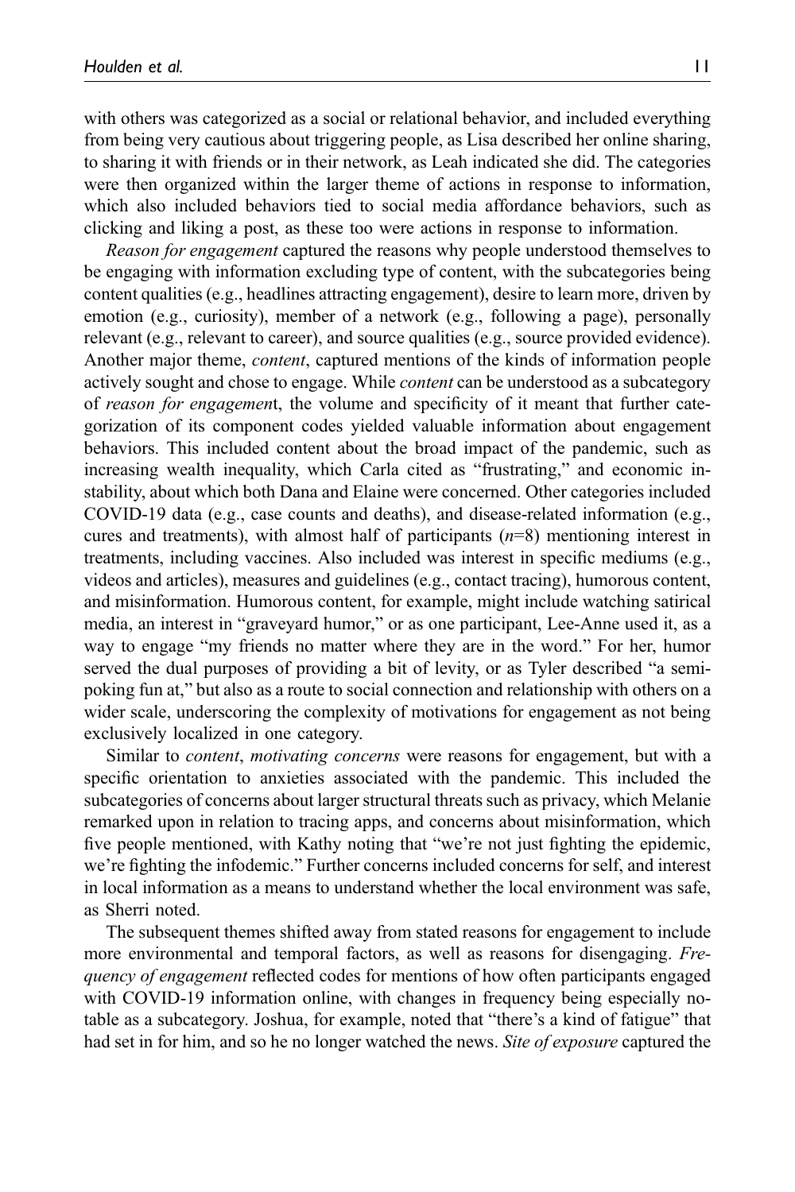with others was categorized as a social or relational behavior, and included everything from being very cautious about triggering people, as Lisa described her online sharing, to sharing it with friends or in their network, as Leah indicated she did. The categories were then organized within the larger theme of actions in response to information, which also included behaviors tied to social media affordance behaviors, such as clicking and liking a post, as these too were actions in response to information.

*Reason for engagement* captured the reasons why people understood themselves to be engaging with information excluding type of content, with the subcategories being content qualities (e.g., headlines attracting engagement), desire to learn more, driven by emotion (e.g., curiosity), member of a network (e.g., following a page), personally relevant (e.g., relevant to career), and source qualities (e.g., source provided evidence). Another major theme, *content*, captured mentions of the kinds of information people actively sought and chose to engage. While *content* can be understood as a subcategory of *reason for engagement*, the volume and specificity of it meant that further categorization of its component codes yielded valuable information about engagement behaviors. This included content about the broad impact of the pandemic, such as increasing wealth inequality, which Carla cited as "frustrating," and economic instability, about which both Dana and Elaine were concerned. Other categories included COVID-19 data (e.g., case counts and deaths), and disease-related information (e.g., cures and treatments), with almost half of participants ($n$=8) mentioning interest in treatments, including vaccines. Also included was interest in specific mediums (e.g., videos and articles), measures and guidelines (e.g., contact tracing), humorous content, and misinformation. Humorous content, for example, might include watching satirical media, an interest in "graveyard humor," or as one participant, Lee-Anne used it, as a way to engage "my friends no matter where they are in the word." For her, humor served the dual purposes of providing a bit of levity, or as Tyler described "a semi-poking fun at," but also as a route to social connection and relationship with others on a wider scale, underscoring the complexity of motivations for engagement as not being exclusively localized in one category.

Similar to *content*, *motivating concerns* were reasons for engagement, but with a specific orientation to anxieties associated with the pandemic. This included the subcategories of concerns about larger structural threats such as privacy, which Melanie remarked upon in relation to tracing apps, and concerns about misinformation, which five people mentioned, with Kathy noting that "we're not just fighting the epidemic, we're fighting the infodemic." Further concerns included concerns for self, and interest in local information as a means to understand whether the local environment was safe, as Sherri noted.

The subsequent themes shifted away from stated reasons for engagement to include more environmental and temporal factors, as well as reasons for disengaging. *Frequency of engagement* reflected codes for mentions of how often participants engaged with COVID-19 information online, with changes in frequency being especially notable as a subcategory. Joshua, for example, noted that "there's a kind of fatigue" that had set in for him, and so he no longer watched the news. *Site of exposure* captured the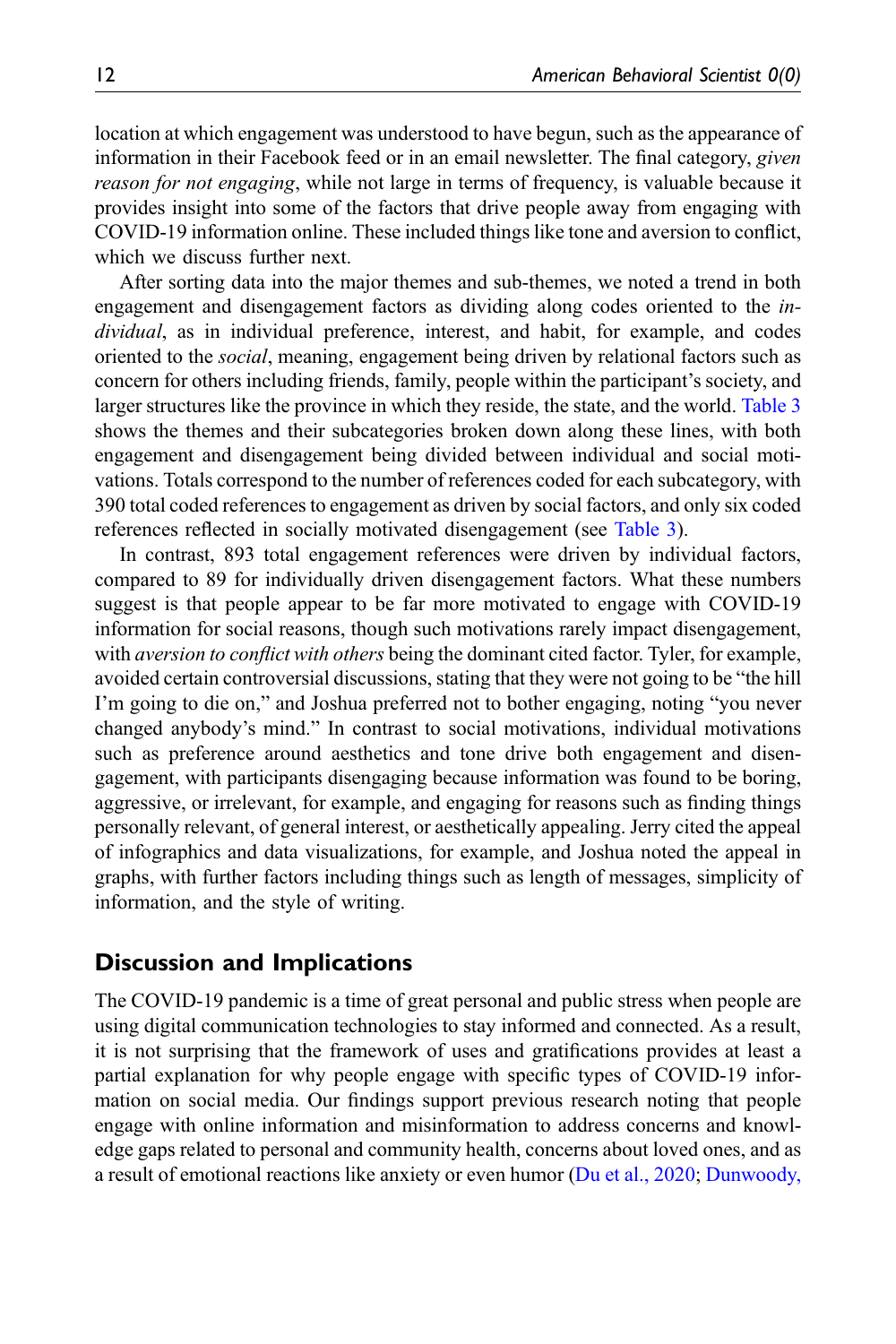location at which engagement was understood to have begun, such as the appearance of information in their Facebook feed or in an email newsletter. The final category, *given reason for not engaging*, while not large in terms of frequency, is valuable because it provides insight into some of the factors that drive people away from engaging with COVID-19 information online. These included things like tone and aversion to conflict, which we discuss further next.

After sorting data into the major themes and sub-themes, we noted a trend in both engagement and disengagement factors as dividing along codes oriented to the *individual*, as in individual preference, interest, and habit, for example, and codes oriented to the *social*, meaning, engagement being driven by relational factors such as concern for others including friends, family, people within the participant's society, and larger structures like the province in which they reside, the state, and the world. Table 3 shows the themes and their subcategories broken down along these lines, with both engagement and disengagement being divided between individual and social motivations. Totals correspond to the number of references coded for each subcategory, with 390 total coded references to engagement as driven by social factors, and only six coded references reflected in socially motivated disengagement (see Table 3).

In contrast, 893 total engagement references were driven by individual factors, compared to 89 for individually driven disengagement factors. What these numbers suggest is that people appear to be far more motivated to engage with COVID-19 information for social reasons, though such motivations rarely impact disengagement, with *aversion to conflict with others* being the dominant cited factor. Tyler, for example, avoided certain controversial discussions, stating that they were not going to be "the hill I'm going to die on," and Joshua preferred not to bother engaging, noting "you never changed anybody's mind." In contrast to social motivations, individual motivations such as preference around aesthetics and tone drive both engagement and disengagement, with participants disengaging because information was found to be boring, aggressive, or irrelevant, for example, and engaging for reasons such as finding things personally relevant, of general interest, or aesthetically appealing. Jerry cited the appeal of infographics and data visualizations, for example, and Joshua noted the appeal in graphs, with further factors including things such as length of messages, simplicity of information, and the style of writing.

## Discussion and Implications

The COVID-19 pandemic is a time of great personal and public stress when people are using digital communication technologies to stay informed and connected. As a result, it is not surprising that the framework of uses and gratifications provides at least a partial explanation for why people engage with specific types of COVID-19 information on social media. Our findings support previous research noting that people engage with online information and misinformation to address concerns and knowledge gaps related to personal and community health, concerns about loved ones, and as a result of emotional reactions like anxiety or even humor (Du et al., 2020; Dunwoody,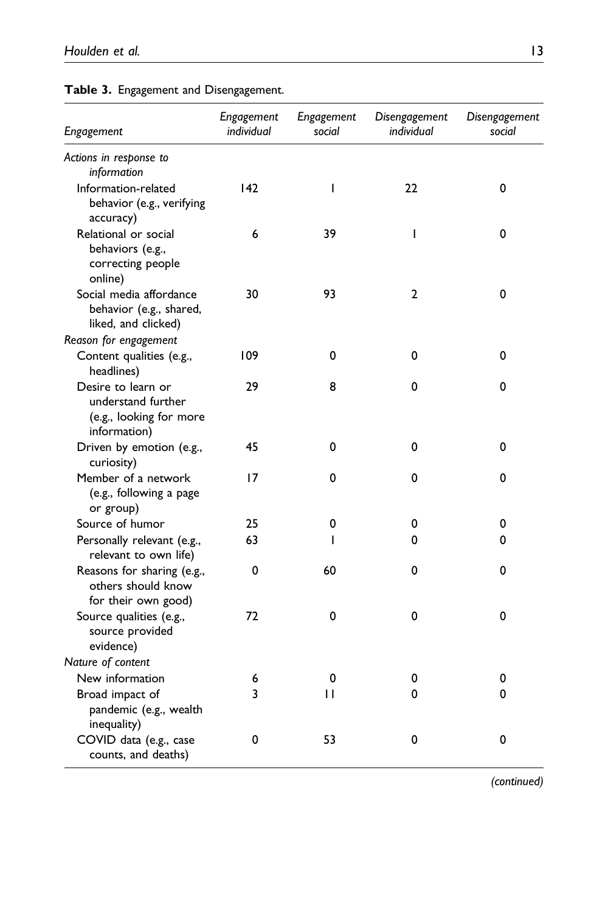**Table 3.** Engagement and Disengagement.

| *Engagement* | *Engagement individual* | *Engagement social* | *Disengagement individual* | *Disengagement social* |
|---|---|---|---|---|
| *Actions in response to information* | | | | |
| Information-related behavior (e.g., verifying accuracy) | 142 | 1 | 22 | 0 |
| Relational or social behaviors (e.g., correcting people online) | 6 | 39 | 1 | 0 |
| Social media affordance behavior (e.g., shared, liked, and clicked) | 30 | 93 | 2 | 0 |
| *Reason for engagement* | | | | |
| Content qualities (e.g., headlines) | 109 | 0 | 0 | 0 |
| Desire to learn or understand further (e.g., looking for more information) | 29 | 8 | 0 | 0 |
| Driven by emotion (e.g., curiosity) | 45 | 0 | 0 | 0 |
| Member of a network (e.g., following a page or group) | 17 | 0 | 0 | 0 |
| Source of humor | 25 | 0 | 0 | 0 |
| Personally relevant (e.g., relevant to own life) | 63 | 1 | 0 | 0 |
| Reasons for sharing (e.g., others should know for their own good) | 0 | 60 | 0 | 0 |
| Source qualities (e.g., source provided evidence) | 72 | 0 | 0 | 0 |
| *Nature of content* | | | | |
| New information | 6 | 0 | 0 | 0 |
| Broad impact of pandemic (e.g., wealth inequality) | 3 | 11 | 0 | 0 |
| COVID data (e.g., case counts, and deaths) | 0 | 53 | 0 | 0 |

*(continued)*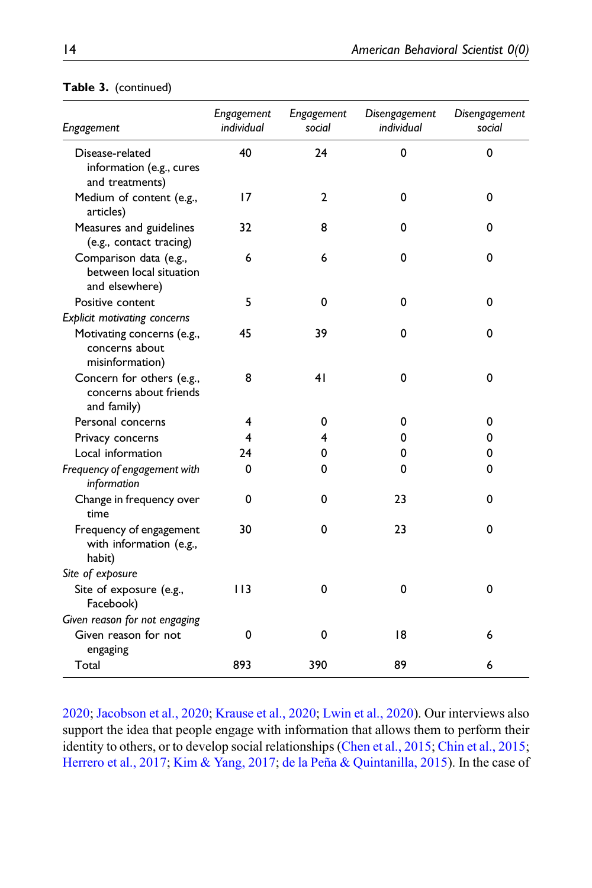**Table 3.** (continued)

| *Engagement* | *Engagement individual* | *Engagement social* | *Disengagement individual* | *Disengagement social* |
|---|---|---|---|---|
| Disease-related information (e.g., cures and treatments) | 40 | 24 | 0 | 0 |
| Medium of content (e.g., articles) | 17 | 2 | 0 | 0 |
| Measures and guidelines (e.g., contact tracing) | 32 | 8 | 0 | 0 |
| Comparison data (e.g., between local situation and elsewhere) | 6 | 6 | 0 | 0 |
| Positive content | 5 | 0 | 0 | 0 |
| *Explicit motivating concerns* | | | | |
| Motivating concerns (e.g., concerns about misinformation) | 45 | 39 | 0 | 0 |
| Concern for others (e.g., concerns about friends and family) | 8 | 41 | 0 | 0 |
| Personal concerns | 4 | 0 | 0 | 0 |
| Privacy concerns | 4 | 4 | 0 | 0 |
| Local information | 24 | 0 | 0 | 0 |
| *Frequency of engagement with information* | 0 | 0 | 0 | 0 |
| Change in frequency over time | 0 | 0 | 23 | 0 |
| Frequency of engagement with information (e.g., habit) | 30 | 0 | 23 | 0 |
| *Site of exposure* | | | | |
| Site of exposure (e.g., Facebook) | 113 | 0 | 0 | 0 |
| *Given reason for not engaging* | | | | |
| Given reason for not engaging | 0 | 0 | 18 | 6 |
| Total | 893 | 390 | 89 | 6 |

2020; Jacobson et al., 2020; Krause et al., 2020; Lwin et al., 2020). Our interviews also support the idea that people engage with information that allows them to perform their identity to others, or to develop social relationships (Chen et al., 2015; Chin et al., 2015; Herrero et al., 2017; Kim & Yang, 2017; de la Peña & Quintanilla, 2015). In the case of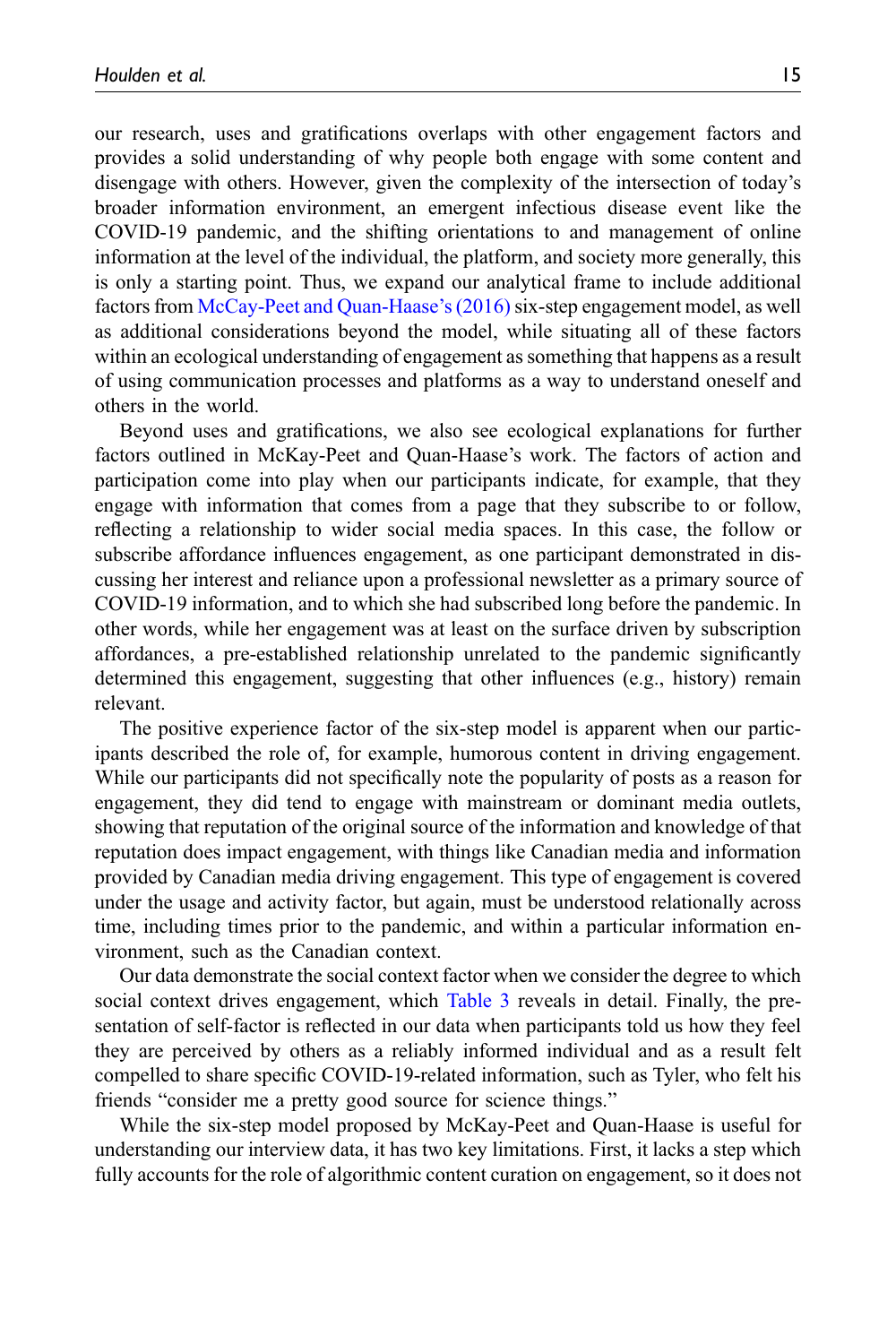our research, uses and gratifications overlaps with other engagement factors and provides a solid understanding of why people both engage with some content and disengage with others. However, given the complexity of the intersection of today's broader information environment, an emergent infectious disease event like the COVID-19 pandemic, and the shifting orientations to and management of online information at the level of the individual, the platform, and society more generally, this is only a starting point. Thus, we expand our analytical frame to include additional factors from McCay-Peet and Quan-Haase's (2016) six-step engagement model, as well as additional considerations beyond the model, while situating all of these factors within an ecological understanding of engagement as something that happens as a result of using communication processes and platforms as a way to understand oneself and others in the world.

Beyond uses and gratifications, we also see ecological explanations for further factors outlined in McKay-Peet and Quan-Haase's work. The factors of action and participation come into play when our participants indicate, for example, that they engage with information that comes from a page that they subscribe to or follow, reflecting a relationship to wider social media spaces. In this case, the follow or subscribe affordance influences engagement, as one participant demonstrated in discussing her interest and reliance upon a professional newsletter as a primary source of COVID-19 information, and to which she had subscribed long before the pandemic. In other words, while her engagement was at least on the surface driven by subscription affordances, a pre-established relationship unrelated to the pandemic significantly determined this engagement, suggesting that other influences (e.g., history) remain relevant.

The positive experience factor of the six-step model is apparent when our participants described the role of, for example, humorous content in driving engagement. While our participants did not specifically note the popularity of posts as a reason for engagement, they did tend to engage with mainstream or dominant media outlets, showing that reputation of the original source of the information and knowledge of that reputation does impact engagement, with things like Canadian media and information provided by Canadian media driving engagement. This type of engagement is covered under the usage and activity factor, but again, must be understood relationally across time, including times prior to the pandemic, and within a particular information environment, such as the Canadian context.

Our data demonstrate the social context factor when we consider the degree to which social context drives engagement, which Table 3 reveals in detail. Finally, the presentation of self-factor is reflected in our data when participants told us how they feel they are perceived by others as a reliably informed individual and as a result felt compelled to share specific COVID-19-related information, such as Tyler, who felt his friends "consider me a pretty good source for science things."

While the six-step model proposed by McKay-Peet and Quan-Haase is useful for understanding our interview data, it has two key limitations. First, it lacks a step which fully accounts for the role of algorithmic content curation on engagement, so it does not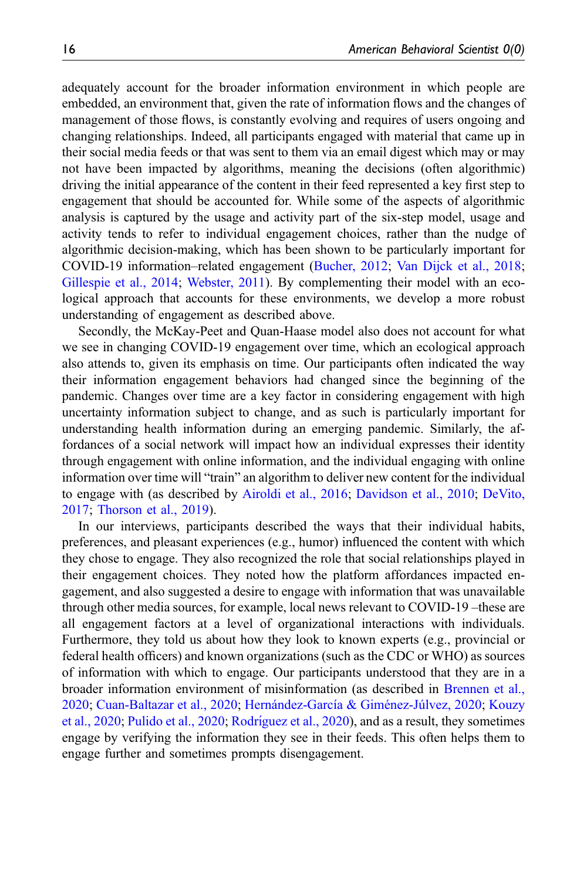adequately account for the broader information environment in which people are embedded, an environment that, given the rate of information flows and the changes of management of those flows, is constantly evolving and requires of users ongoing and changing relationships. Indeed, all participants engaged with material that came up in their social media feeds or that was sent to them via an email digest which may or may not have been impacted by algorithms, meaning the decisions (often algorithmic) driving the initial appearance of the content in their feed represented a key first step to engagement that should be accounted for. While some of the aspects of algorithmic analysis is captured by the usage and activity part of the six-step model, usage and activity tends to refer to individual engagement choices, rather than the nudge of algorithmic decision-making, which has been shown to be particularly important for COVID-19 information–related engagement (Bucher, 2012; Van Dijck et al., 2018; Gillespie et al., 2014; Webster, 2011). By complementing their model with an ecological approach that accounts for these environments, we develop a more robust understanding of engagement as described above.

Secondly, the McKay-Peet and Quan-Haase model also does not account for what we see in changing COVID-19 engagement over time, which an ecological approach also attends to, given its emphasis on time. Our participants often indicated the way their information engagement behaviors had changed since the beginning of the pandemic. Changes over time are a key factor in considering engagement with high uncertainty information subject to change, and as such is particularly important for understanding health information during an emerging pandemic. Similarly, the affordances of a social network will impact how an individual expresses their identity through engagement with online information, and the individual engaging with online information over time will "train" an algorithm to deliver new content for the individual to engage with (as described by Airoldi et al., 2016; Davidson et al., 2010; DeVito, 2017; Thorson et al., 2019).

In our interviews, participants described the ways that their individual habits, preferences, and pleasant experiences (e.g., humor) influenced the content with which they chose to engage. They also recognized the role that social relationships played in their engagement choices. They noted how the platform affordances impacted engagement, and also suggested a desire to engage with information that was unavailable through other media sources, for example, local news relevant to COVID-19 –these are all engagement factors at a level of organizational interactions with individuals. Furthermore, they told us about how they look to known experts (e.g., provincial or federal health officers) and known organizations (such as the CDC or WHO) as sources of information with which to engage. Our participants understood that they are in a broader information environment of misinformation (as described in Brennen et al., 2020; Cuan-Baltazar et al., 2020; Hernández-García & Giménez-Júlvez, 2020; Kouzy et al., 2020; Pulido et al., 2020; Rodríguez et al., 2020), and as a result, they sometimes engage by verifying the information they see in their feeds. This often helps them to engage further and sometimes prompts disengagement.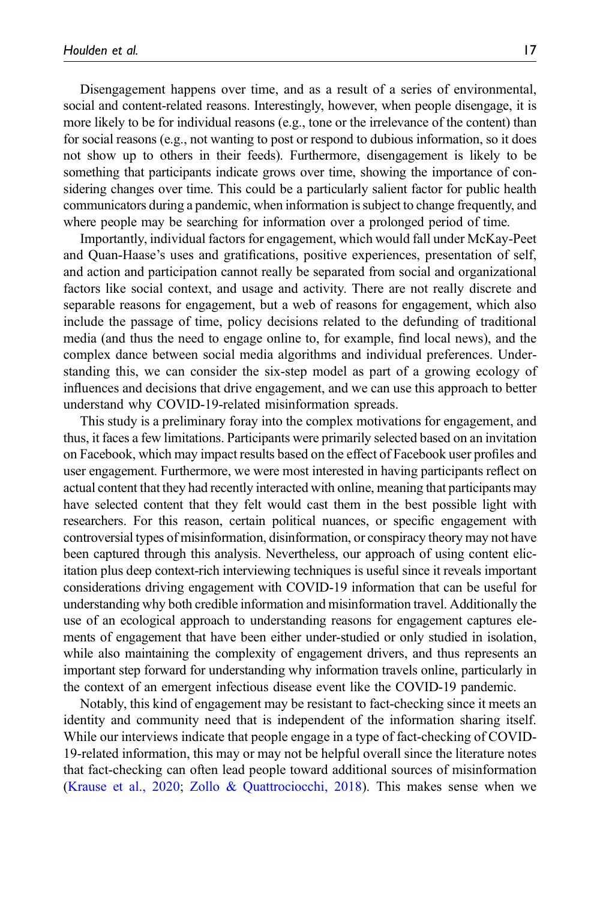Disengagement happens over time, and as a result of a series of environmental, social and content-related reasons. Interestingly, however, when people disengage, it is more likely to be for individual reasons (e.g., tone or the irrelevance of the content) than for social reasons (e.g., not wanting to post or respond to dubious information, so it does not show up to others in their feeds). Furthermore, disengagement is likely to be something that participants indicate grows over time, showing the importance of considering changes over time. This could be a particularly salient factor for public health communicators during a pandemic, when information is subject to change frequently, and where people may be searching for information over a prolonged period of time.

Importantly, individual factors for engagement, which would fall under McKay-Peet and Quan-Haase's uses and gratifications, positive experiences, presentation of self, and action and participation cannot really be separated from social and organizational factors like social context, and usage and activity. There are not really discrete and separable reasons for engagement, but a web of reasons for engagement, which also include the passage of time, policy decisions related to the defunding of traditional media (and thus the need to engage online to, for example, find local news), and the complex dance between social media algorithms and individual preferences. Understanding this, we can consider the six-step model as part of a growing ecology of influences and decisions that drive engagement, and we can use this approach to better understand why COVID-19-related misinformation spreads.

This study is a preliminary foray into the complex motivations for engagement, and thus, it faces a few limitations. Participants were primarily selected based on an invitation on Facebook, which may impact results based on the effect of Facebook user profiles and user engagement. Furthermore, we were most interested in having participants reflect on actual content that they had recently interacted with online, meaning that participants may have selected content that they felt would cast them in the best possible light with researchers. For this reason, certain political nuances, or specific engagement with controversial types of misinformation, disinformation, or conspiracy theory may not have been captured through this analysis. Nevertheless, our approach of using content elicitation plus deep context-rich interviewing techniques is useful since it reveals important considerations driving engagement with COVID-19 information that can be useful for understanding why both credible information and misinformation travel. Additionally the use of an ecological approach to understanding reasons for engagement captures elements of engagement that have been either under-studied or only studied in isolation, while also maintaining the complexity of engagement drivers, and thus represents an important step forward for understanding why information travels online, particularly in the context of an emergent infectious disease event like the COVID-19 pandemic.

Notably, this kind of engagement may be resistant to fact-checking since it meets an identity and community need that is independent of the information sharing itself. While our interviews indicate that people engage in a type of fact-checking of COVID-19-related information, this may or may not be helpful overall since the literature notes that fact-checking can often lead people toward additional sources of misinformation (Krause et al., 2020; Zollo & Quattrociocchi, 2018). This makes sense when we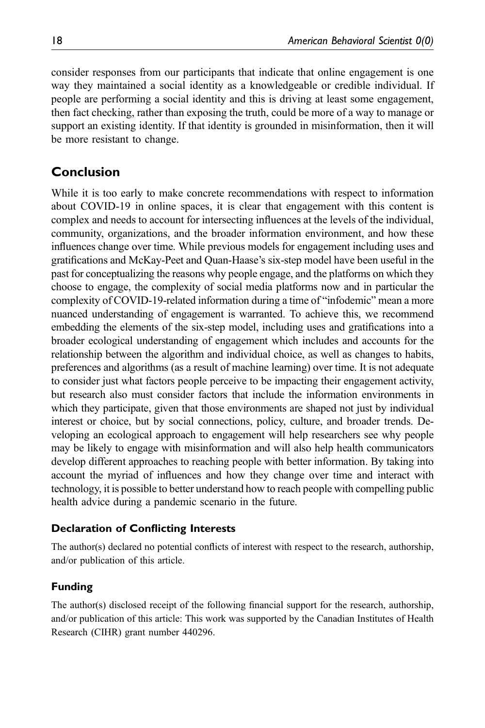consider responses from our participants that indicate that online engagement is one way they maintained a social identity as a knowledgeable or credible individual. If people are performing a social identity and this is driving at least some engagement, then fact checking, rather than exposing the truth, could be more of a way to manage or support an existing identity. If that identity is grounded in misinformation, then it will be more resistant to change.

## Conclusion

While it is too early to make concrete recommendations with respect to information about COVID-19 in online spaces, it is clear that engagement with this content is complex and needs to account for intersecting influences at the levels of the individual, community, organizations, and the broader information environment, and how these influences change over time. While previous models for engagement including uses and gratifications and McKay-Peet and Quan-Haase's six-step model have been useful in the past for conceptualizing the reasons why people engage, and the platforms on which they choose to engage, the complexity of social media platforms now and in particular the complexity of COVID-19-related information during a time of "infodemic" mean a more nuanced understanding of engagement is warranted. To achieve this, we recommend embedding the elements of the six-step model, including uses and gratifications into a broader ecological understanding of engagement which includes and accounts for the relationship between the algorithm and individual choice, as well as changes to habits, preferences and algorithms (as a result of machine learning) over time. It is not adequate to consider just what factors people perceive to be impacting their engagement activity, but research also must consider factors that include the information environments in which they participate, given that those environments are shaped not just by individual interest or choice, but by social connections, policy, culture, and broader trends. Developing an ecological approach to engagement will help researchers see why people may be likely to engage with misinformation and will also help health communicators develop different approaches to reaching people with better information. By taking into account the myriad of influences and how they change over time and interact with technology, it is possible to better understand how to reach people with compelling public health advice during a pandemic scenario in the future.

### Declaration of Conflicting Interests

The author(s) declared no potential conflicts of interest with respect to the research, authorship, and/or publication of this article.

### Funding

The author(s) disclosed receipt of the following financial support for the research, authorship, and/or publication of this article: This work was supported by the Canadian Institutes of Health Research (CIHR) grant number 440296.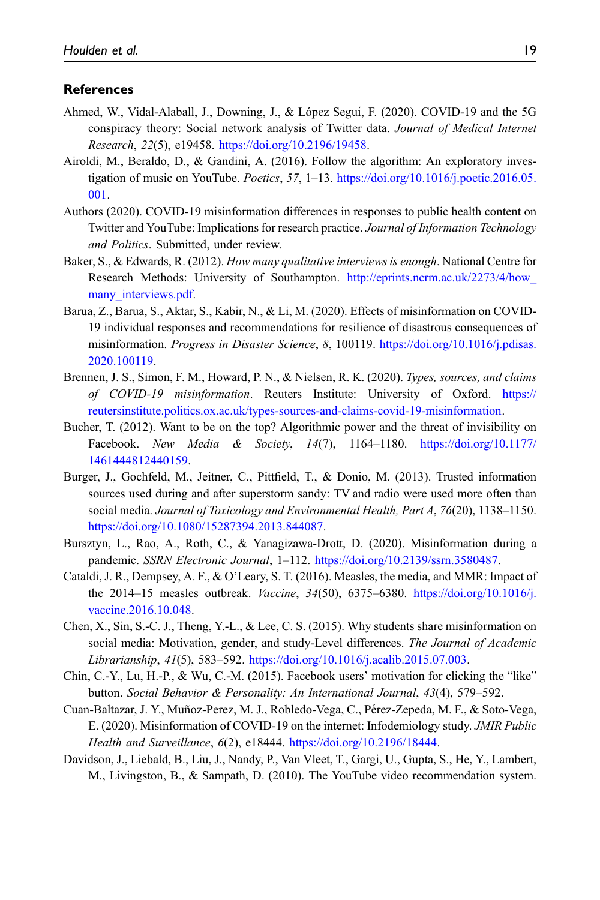### References

Ahmed, W., Vidal-Alaball, J., Downing, J., & López Seguí, F. (2020). COVID-19 and the 5G conspiracy theory: Social network analysis of Twitter data. *Journal of Medical Internet Research*, *22*(5), e19458. https://doi.org/10.2196/19458.

Airoldi, M., Beraldo, D., & Gandini, A. (2016). Follow the algorithm: An exploratory investigation of music on YouTube. *Poetics*, *57*, 1–13. https://doi.org/10.1016/j.poetic.2016.05.001.

Authors (2020). COVID-19 misinformation differences in responses to public health content on Twitter and YouTube: Implications for research practice. *Journal of Information Technology and Politics*. Submitted, under review.

Baker, S., & Edwards, R. (2012). *How many qualitative interviews is enough*. National Centre for Research Methods: University of Southampton. http://eprints.ncrm.ac.uk/2273/4/how_many_interviews.pdf.

Barua, Z., Barua, S., Aktar, S., Kabir, N., & Li, M. (2020). Effects of misinformation on COVID-19 individual responses and recommendations for resilience of disastrous consequences of misinformation. *Progress in Disaster Science*, *8*, 100119. https://doi.org/10.1016/j.pdisas.2020.100119.

Brennen, J. S., Simon, F. M., Howard, P. N., & Nielsen, R. K. (2020). *Types, sources, and claims of COVID-19 misinformation*. Reuters Institute: University of Oxford. https://reutersinstitute.politics.ox.ac.uk/types-sources-and-claims-covid-19-misinformation.

Bucher, T. (2012). Want to be on the top? Algorithmic power and the threat of invisibility on Facebook. *New Media & Society*, *14*(7), 1164–1180. https://doi.org/10.1177/1461444812440159.

Burger, J., Gochfeld, M., Jeitner, C., Pittfield, T., & Donio, M. (2013). Trusted information sources used during and after superstorm sandy: TV and radio were used more often than social media. *Journal of Toxicology and Environmental Health, Part A*, *76*(20), 1138–1150. https://doi.org/10.1080/15287394.2013.844087.

Bursztyn, L., Rao, A., Roth, C., & Yanagizawa-Drott, D. (2020). Misinformation during a pandemic. *SSRN Electronic Journal*, 1–112. https://doi.org/10.2139/ssrn.3580487.

Cataldi, J. R., Dempsey, A. F., & O'Leary, S. T. (2016). Measles, the media, and MMR: Impact of the 2014–15 measles outbreak. *Vaccine*, *34*(50), 6375–6380. https://doi.org/10.1016/j.vaccine.2016.10.048.

Chen, X., Sin, S.-C. J., Theng, Y.-L., & Lee, C. S. (2015). Why students share misinformation on social media: Motivation, gender, and study-Level differences. *The Journal of Academic Librarianship*, *41*(5), 583–592. https://doi.org/10.1016/j.acalib.2015.07.003.

Chin, C.-Y., Lu, H.-P., & Wu, C.-M. (2015). Facebook users' motivation for clicking the "like" button. *Social Behavior & Personality: An International Journal*, *43*(4), 579–592.

Cuan-Baltazar, J. Y., Muñoz-Perez, M. J., Robledo-Vega, C., Pérez-Zepeda, M. F., & Soto-Vega, E. (2020). Misinformation of COVID-19 on the internet: Infodemiology study. *JMIR Public Health and Surveillance*, *6*(2), e18444. https://doi.org/10.2196/18444.

Davidson, J., Liebald, B., Liu, J., Nandy, P., Van Vleet, T., Gargi, U., Gupta, S., He, Y., Lambert, M., Livingston, B., & Sampath, D. (2010). The YouTube video recommendation system.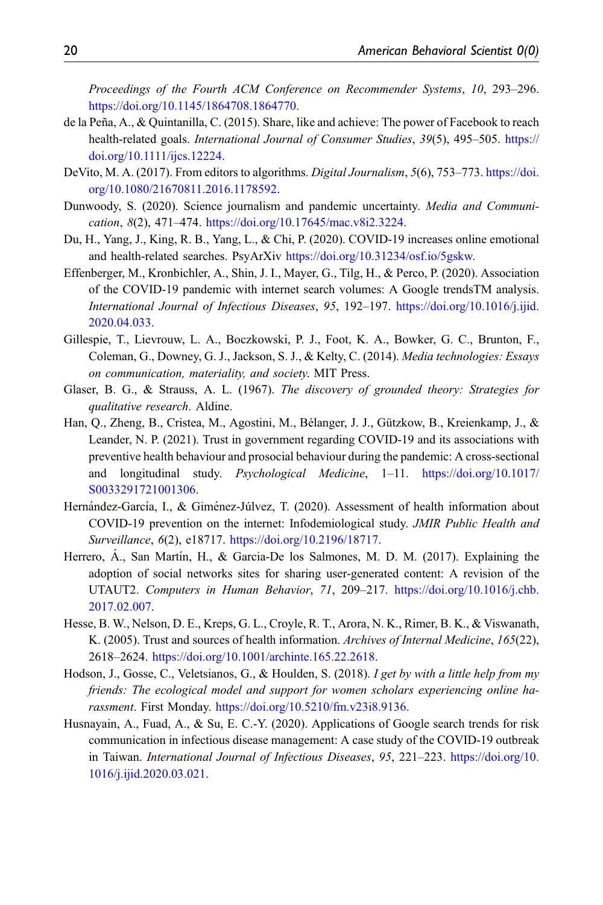*Proceedings of the Fourth ACM Conference on Recommender Systems*, *10*, 293–296. https://doi.org/10.1145/1864708.1864770.

de la Peña, A., & Quintanilla, C. (2015). Share, like and achieve: The power of Facebook to reach health-related goals. *International Journal of Consumer Studies*, *39*(5), 495–505. https://doi.org/10.1111/ijcs.12224.

DeVito, M. A. (2017). From editors to algorithms. *Digital Journalism*, *5*(6), 753–773. https://doi.org/10.1080/21670811.2016.1178592.

Dunwoody, S. (2020). Science journalism and pandemic uncertainty. *Media and Communication*, *8*(2), 471–474. https://doi.org/10.17645/mac.v8i2.3224.

Du, H., Yang, J., King, R. B., Yang, L., & Chi, P. (2020). COVID-19 increases online emotional and health-related searches. PsyArXiv https://doi.org/10.31234/osf.io/5gskw.

Effenberger, M., Kronbichler, A., Shin, J. I., Mayer, G., Tilg, H., & Perco, P. (2020). Association of the COVID-19 pandemic with internet search volumes: A Google trendsTM analysis. *International Journal of Infectious Diseases*, *95*, 192–197. https://doi.org/10.1016/j.ijid.2020.04.033.

Gillespie, T., Lievrouw, L. A., Boczkowski, P. J., Foot, K. A., Bowker, G. C., Brunton, F., Coleman, G., Downey, G. J., Jackson, S. J., & Kelty, C. (2014). *Media technologies: Essays on communication, materiality, and society.* MIT Press.

Glaser, B. G., & Strauss, A. L. (1967). *The discovery of grounded theory: Strategies for qualitative research*. Aldine.

Han, Q., Zheng, B., Cristea, M., Agostini, M., Bélanger, J. J., Gützkow, B., Kreienkamp, J., & Leander, N. P. (2021). Trust in government regarding COVID-19 and its associations with preventive health behaviour and prosocial behaviour during the pandemic: A cross-sectional and longitudinal study. *Psychological Medicine*, 1–11. https://doi.org/10.1017/S0033291721001306.

Hernández-García, I., & Giménez-Júlvez, T. (2020). Assessment of health information about COVID-19 prevention on the internet: Infodemiological study. *JMIR Public Health and Surveillance*, *6*(2), e18717. https://doi.org/10.2196/18717.

Herrero, Á., San Martín, H., & Garcia-De los Salmones, M. D. M. (2017). Explaining the adoption of social networks sites for sharing user-generated content: A revision of the UTAUT2. *Computers in Human Behavior*, *71*, 209–217. https://doi.org/10.1016/j.chb.2017.02.007.

Hesse, B. W., Nelson, D. E., Kreps, G. L., Croyle, R. T., Arora, N. K., Rimer, B. K., & Viswanath, K. (2005). Trust and sources of health information. *Archives of Internal Medicine*, *165*(22), 2618–2624. https://doi.org/10.1001/archinte.165.22.2618.

Hodson, J., Gosse, C., Veletsianos, G., & Houlden, S. (2018). *I get by with a little help from my friends: The ecological model and support for women scholars experiencing online harassment*. First Monday. https://doi.org/10.5210/fm.v23i8.9136.

Husnayain, A., Fuad, A., & Su, E. C.-Y. (2020). Applications of Google search trends for risk communication in infectious disease management: A case study of the COVID-19 outbreak in Taiwan. *International Journal of Infectious Diseases*, *95*, 221–223. https://doi.org/10.1016/j.ijid.2020.03.021.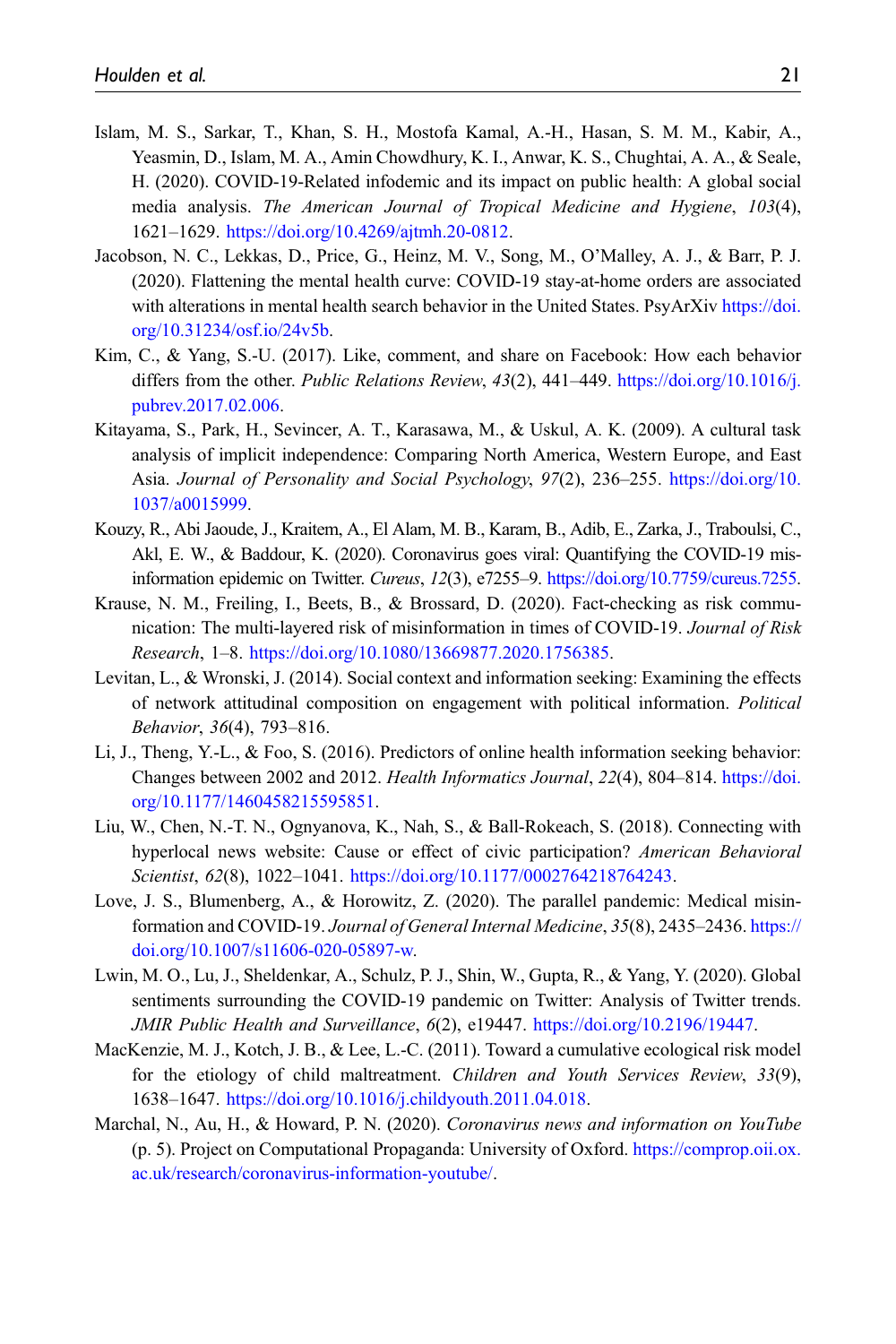Islam, M. S., Sarkar, T., Khan, S. H., Mostofa Kamal, A.-H., Hasan, S. M. M., Kabir, A., Yeasmin, D., Islam, M. A., Amin Chowdhury, K. I., Anwar, K. S., Chughtai, A. A., & Seale, H. (2020). COVID-19-Related infodemic and its impact on public health: A global social media analysis. *The American Journal of Tropical Medicine and Hygiene*, *103*(4), 1621–1629. https://doi.org/10.4269/ajtmh.20-0812.

Jacobson, N. C., Lekkas, D., Price, G., Heinz, M. V., Song, M., O'Malley, A. J., & Barr, P. J. (2020). Flattening the mental health curve: COVID-19 stay-at-home orders are associated with alterations in mental health search behavior in the United States. PsyArXiv https://doi.org/10.31234/osf.io/24v5b.

Kim, C., & Yang, S.-U. (2017). Like, comment, and share on Facebook: How each behavior differs from the other. *Public Relations Review*, *43*(2), 441–449. https://doi.org/10.1016/j.pubrev.2017.02.006.

Kitayama, S., Park, H., Sevincer, A. T., Karasawa, M., & Uskul, A. K. (2009). A cultural task analysis of implicit independence: Comparing North America, Western Europe, and East Asia. *Journal of Personality and Social Psychology*, *97*(2), 236–255. https://doi.org/10.1037/a0015999.

Kouzy, R., Abi Jaoude, J., Kraitem, A., El Alam, M. B., Karam, B., Adib, E., Zarka, J., Traboulsi, C., Akl, E. W., & Baddour, K. (2020). Coronavirus goes viral: Quantifying the COVID-19 misinformation epidemic on Twitter. *Cureus*, *12*(3), e7255–9. https://doi.org/10.7759/cureus.7255.

Krause, N. M., Freiling, I., Beets, B., & Brossard, D. (2020). Fact-checking as risk communication: The multi-layered risk of misinformation in times of COVID-19. *Journal of Risk Research*, 1–8. https://doi.org/10.1080/13669877.2020.1756385.

Levitan, L., & Wronski, J. (2014). Social context and information seeking: Examining the effects of network attitudinal composition on engagement with political information. *Political Behavior*, *36*(4), 793–816.

Li, J., Theng, Y.-L., & Foo, S. (2016). Predictors of online health information seeking behavior: Changes between 2002 and 2012. *Health Informatics Journal*, *22*(4), 804–814. https://doi.org/10.1177/1460458215595851.

Liu, W., Chen, N.-T. N., Ognyanova, K., Nah, S., & Ball-Rokeach, S. (2018). Connecting with hyperlocal news website: Cause or effect of civic participation? *American Behavioral Scientist*, *62*(8), 1022–1041. https://doi.org/10.1177/0002764218764243.

Love, J. S., Blumenberg, A., & Horowitz, Z. (2020). The parallel pandemic: Medical misinformation and COVID-19. *Journal of General Internal Medicine*, *35*(8), 2435–2436. https://doi.org/10.1007/s11606-020-05897-w.

Lwin, M. O., Lu, J., Sheldenkar, A., Schulz, P. J., Shin, W., Gupta, R., & Yang, Y. (2020). Global sentiments surrounding the COVID-19 pandemic on Twitter: Analysis of Twitter trends. *JMIR Public Health and Surveillance*, *6*(2), e19447. https://doi.org/10.2196/19447.

MacKenzie, M. J., Kotch, J. B., & Lee, L.-C. (2011). Toward a cumulative ecological risk model for the etiology of child maltreatment. *Children and Youth Services Review*, *33*(9), 1638–1647. https://doi.org/10.1016/j.childyouth.2011.04.018.

Marchal, N., Au, H., & Howard, P. N. (2020). *Coronavirus news and information on YouTube* (p. 5). Project on Computational Propaganda: University of Oxford. https://comprop.oii.ox.ac.uk/research/coronavirus-information-youtube/.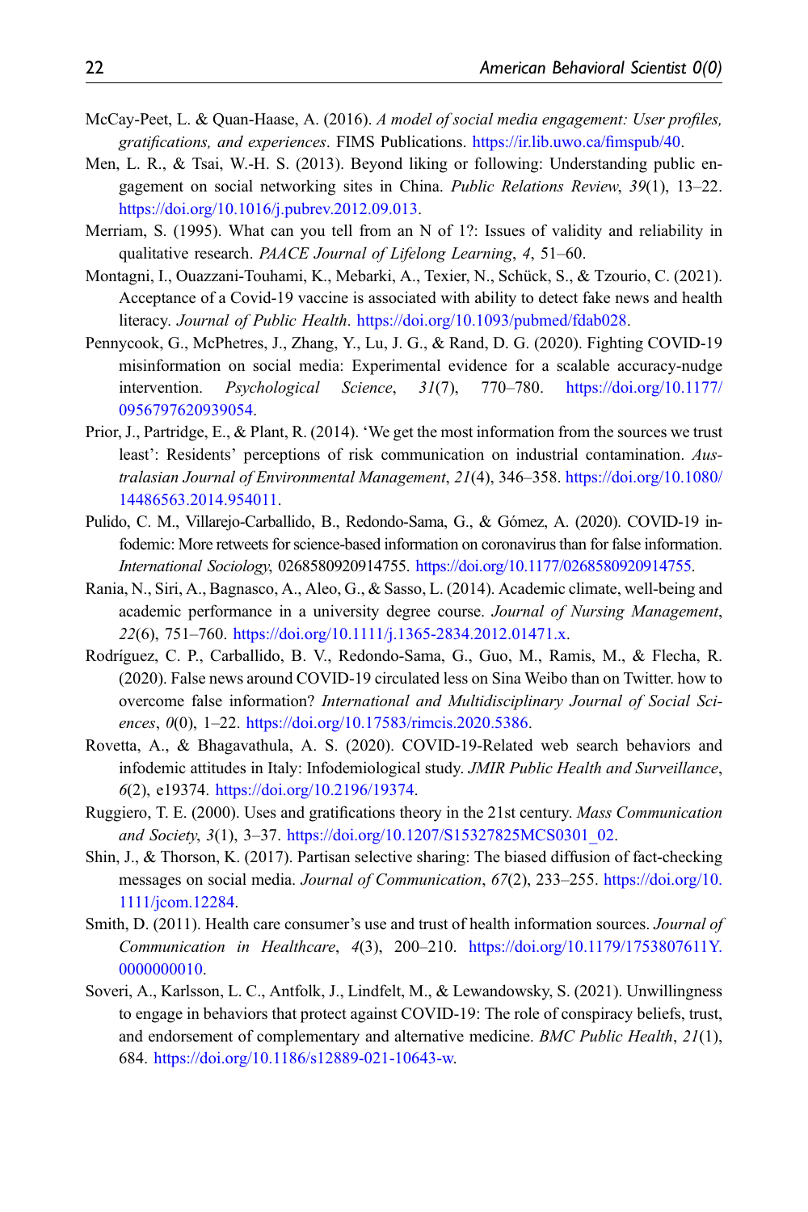McCay-Peet, L. & Quan-Haase, A. (2016). *A model of social media engagement: User profiles, gratifications, and experiences*. FIMS Publications. https://ir.lib.uwo.ca/fimspub/40.

Men, L. R., & Tsai, W.-H. S. (2013). Beyond liking or following: Understanding public engagement on social networking sites in China. *Public Relations Review*, *39*(1), 13–22. https://doi.org/10.1016/j.pubrev.2012.09.013.

Merriam, S. (1995). What can you tell from an N of 1?: Issues of validity and reliability in qualitative research. *PAACE Journal of Lifelong Learning*, *4*, 51–60.

Montagni, I., Ouazzani-Touhami, K., Mebarki, A., Texier, N., Schück, S., & Tzourio, C. (2021). Acceptance of a Covid-19 vaccine is associated with ability to detect fake news and health literacy. *Journal of Public Health*. https://doi.org/10.1093/pubmed/fdab028.

Pennycook, G., McPhetres, J., Zhang, Y., Lu, J. G., & Rand, D. G. (2020). Fighting COVID-19 misinformation on social media: Experimental evidence for a scalable accuracy-nudge intervention. *Psychological Science*, *31*(7), 770–780. https://doi.org/10.1177/0956797620939054.

Prior, J., Partridge, E., & Plant, R. (2014). 'We get the most information from the sources we trust least': Residents' perceptions of risk communication on industrial contamination. *Australasian Journal of Environmental Management*, *21*(4), 346–358. https://doi.org/10.1080/14486563.2014.954011.

Pulido, C. M., Villarejo-Carballido, B., Redondo-Sama, G., & Gómez, A. (2020). COVID-19 infodemic: More retweets for science-based information on coronavirus than for false information. *International Sociology*, 0268580920914755. https://doi.org/10.1177/0268580920914755.

Rania, N., Siri, A., Bagnasco, A., Aleo, G., & Sasso, L. (2014). Academic climate, well-being and academic performance in a university degree course. *Journal of Nursing Management*, *22*(6), 751–760. https://doi.org/10.1111/j.1365-2834.2012.01471.x.

Rodríguez, C. P., Carballido, B. V., Redondo-Sama, G., Guo, M., Ramis, M., & Flecha, R. (2020). False news around COVID-19 circulated less on Sina Weibo than on Twitter. how to overcome false information? *International and Multidisciplinary Journal of Social Sciences*, *0*(0), 1–22. https://doi.org/10.17583/rimcis.2020.5386.

Rovetta, A., & Bhagavathula, A. S. (2020). COVID-19-Related web search behaviors and infodemic attitudes in Italy: Infodemiological study. *JMIR Public Health and Surveillance*, *6*(2), e19374. https://doi.org/10.2196/19374.

Ruggiero, T. E. (2000). Uses and gratifications theory in the 21st century. *Mass Communication and Society*, *3*(1), 3–37. https://doi.org/10.1207/S15327825MCS0301_02.

Shin, J., & Thorson, K. (2017). Partisan selective sharing: The biased diffusion of fact-checking messages on social media. *Journal of Communication*, *67*(2), 233–255. https://doi.org/10.1111/jcom.12284.

Smith, D. (2011). Health care consumer's use and trust of health information sources. *Journal of Communication in Healthcare*, *4*(3), 200–210. https://doi.org/10.1179/1753807611Y.0000000010.

Soveri, A., Karlsson, L. C., Antfolk, J., Lindfelt, M., & Lewandowsky, S. (2021). Unwillingness to engage in behaviors that protect against COVID-19: The role of conspiracy beliefs, trust, and endorsement of complementary and alternative medicine. *BMC Public Health*, *21*(1), 684. https://doi.org/10.1186/s12889-021-10643-w.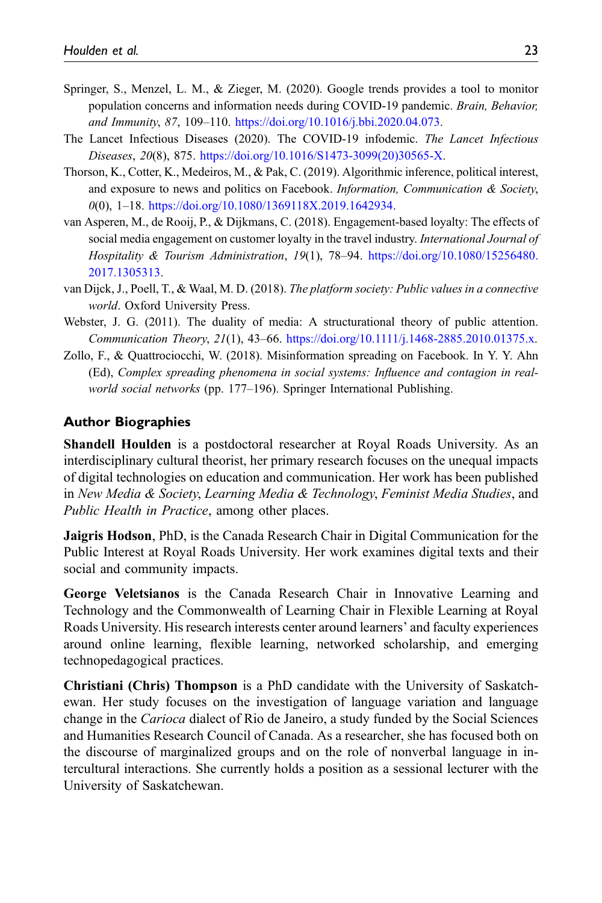Springer, S., Menzel, L. M., & Zieger, M. (2020). Google trends provides a tool to monitor population concerns and information needs during COVID-19 pandemic. *Brain, Behavior, and Immunity*, *87*, 109–110. https://doi.org/10.1016/j.bbi.2020.04.073.

The Lancet Infectious Diseases (2020). The COVID-19 infodemic. *The Lancet Infectious Diseases*, *20*(8), 875. https://doi.org/10.1016/S1473-3099(20)30565-X.

Thorson, K., Cotter, K., Medeiros, M., & Pak, C. (2019). Algorithmic inference, political interest, and exposure to news and politics on Facebook. *Information, Communication & Society*, *0*(0), 1–18. https://doi.org/10.1080/1369118X.2019.1642934.

van Asperen, M., de Rooij, P., & Dijkmans, C. (2018). Engagement-based loyalty: The effects of social media engagement on customer loyalty in the travel industry. *International Journal of Hospitality & Tourism Administration*, *19*(1), 78–94. https://doi.org/10.1080/15256480.2017.1305313.

van Dijck, J., Poell, T., & Waal, M. D. (2018). *The platform society: Public values in a connective world*. Oxford University Press.

Webster, J. G. (2011). The duality of media: A structurational theory of public attention. *Communication Theory*, *21*(1), 43–66. https://doi.org/10.1111/j.1468-2885.2010.01375.x.

Zollo, F., & Quattrociocchi, W. (2018). Misinformation spreading on Facebook. In Y. Y. Ahn (Ed), *Complex spreading phenomena in social systems: Influence and contagion in real-world social networks* (pp. 177–196). Springer International Publishing.

## Author Biographies

**Shandell Houlden** is a postdoctoral researcher at Royal Roads University. As an interdisciplinary cultural theorist, her primary research focuses on the unequal impacts of digital technologies on education and communication. Her work has been published in *New Media & Society*, *Learning Media & Technology*, *Feminist Media Studies*, and *Public Health in Practice*, among other places.

**Jaigris Hodson**, PhD, is the Canada Research Chair in Digital Communication for the Public Interest at Royal Roads University. Her work examines digital texts and their social and community impacts.

**George Veletsianos** is the Canada Research Chair in Innovative Learning and Technology and the Commonwealth of Learning Chair in Flexible Learning at Royal Roads University. His research interests center around learners' and faculty experiences around online learning, flexible learning, networked scholarship, and emerging technopedagogical practices.

**Christiani (Chris) Thompson** is a PhD candidate with the University of Saskatchewan. Her study focuses on the investigation of language variation and language change in the *Carioca* dialect of Rio de Janeiro, a study funded by the Social Sciences and Humanities Research Council of Canada. As a researcher, she has focused both on the discourse of marginalized groups and on the role of nonverbal language in intercultural interactions. She currently holds a position as a sessional lecturer with the University of Saskatchewan.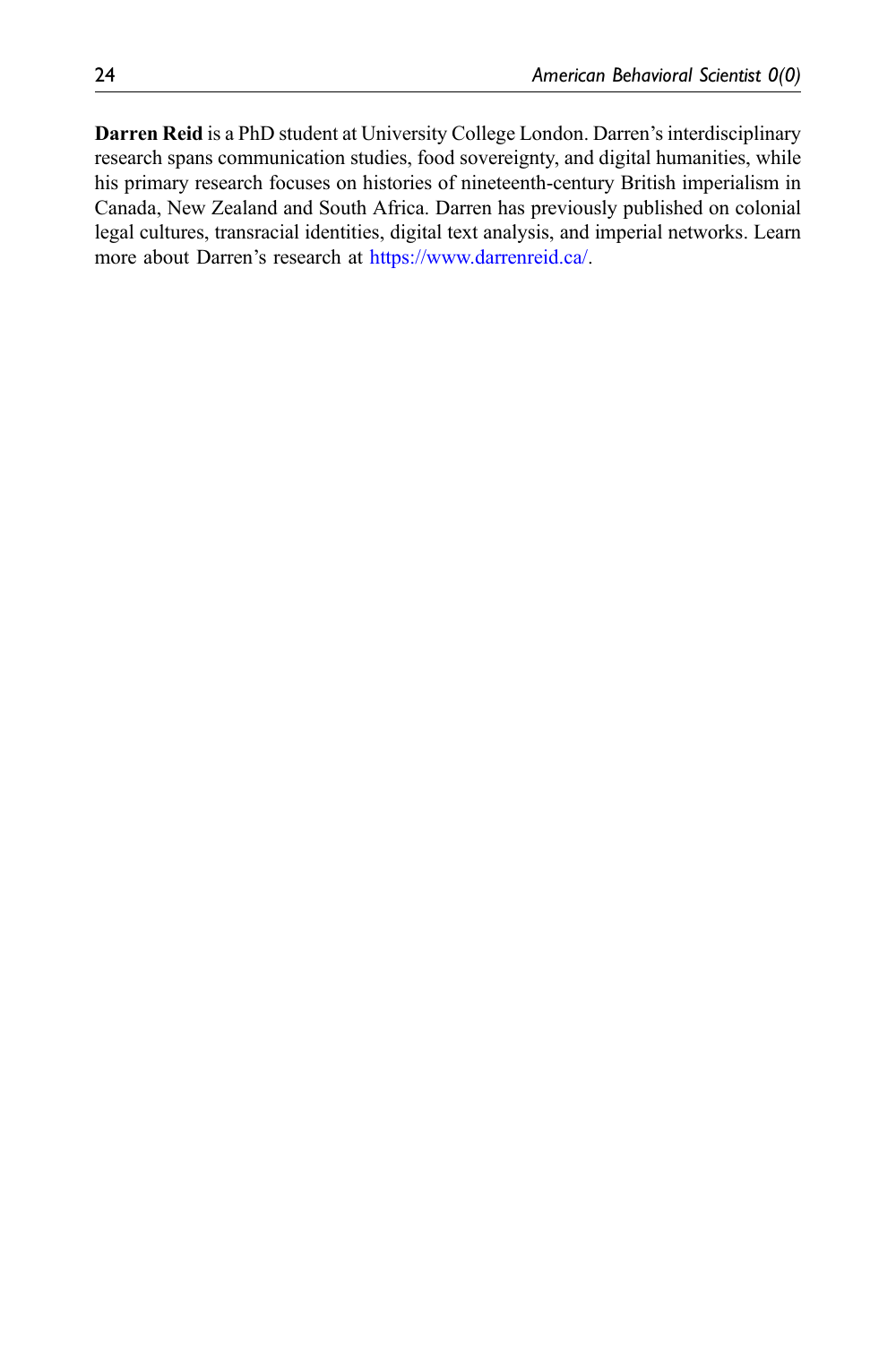**Darren Reid** is a PhD student at University College London. Darren's interdisciplinary research spans communication studies, food sovereignty, and digital humanities, while his primary research focuses on histories of nineteenth-century British imperialism in Canada, New Zealand and South Africa. Darren has previously published on colonial legal cultures, transracial identities, digital text analysis, and imperial networks. Learn more about Darren's research at https://www.darrenreid.ca/.